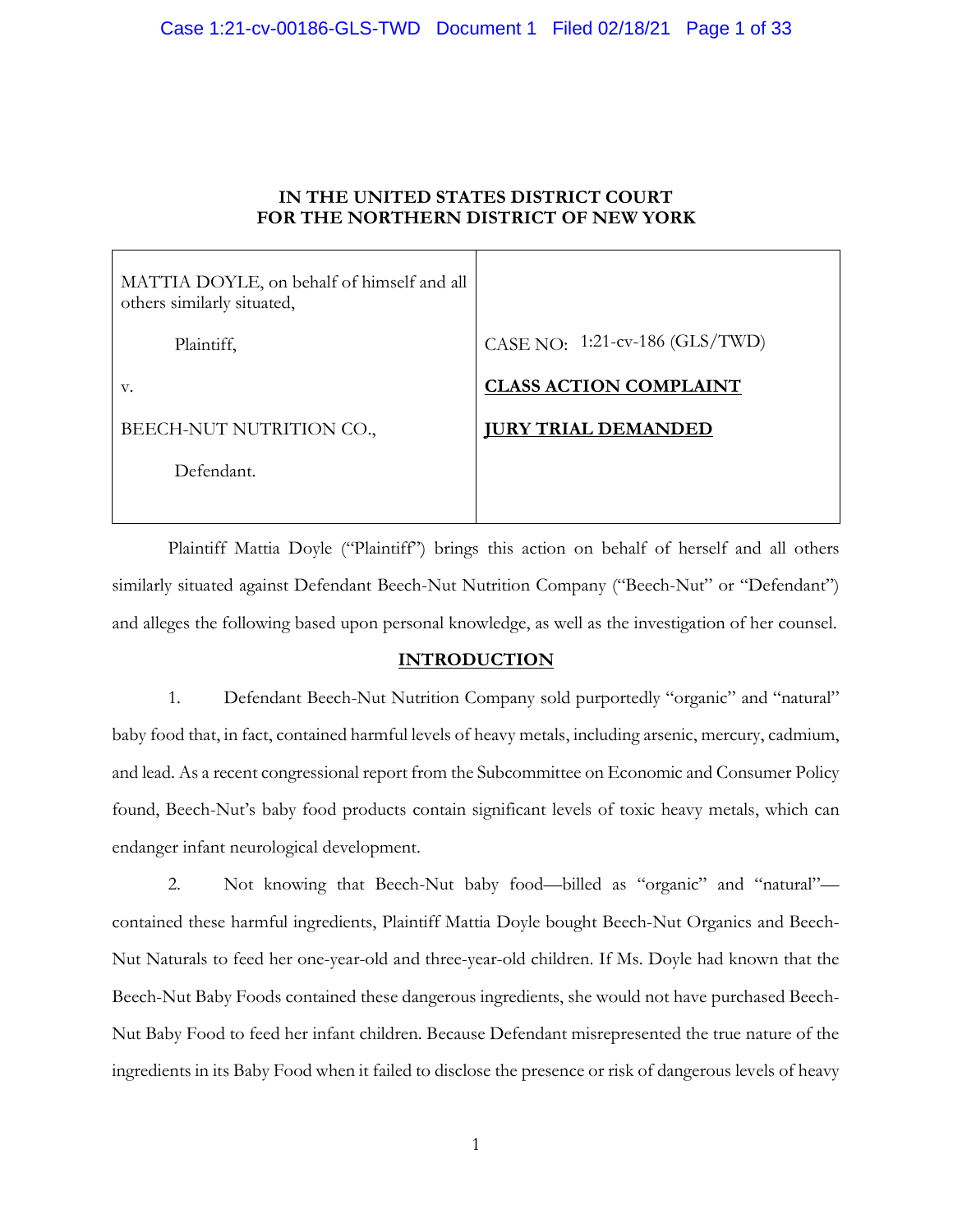**IN THE UNITED STATES DISTRICT COURT**
**FOR THE NORTHERN DISTRICT OF NEW YORK**

| | |
|---|---|
| MATTIA DOYLE, on behalf of himself and all others similarly situated, | |
| Plaintiff, | CASE NO: 1:21-cv-186 (GLS/TWD) |
| v. | **CLASS ACTION COMPLAINT** |
| BEECH-NUT NUTRITION CO., | **JURY TRIAL DEMANDED** |
| Defendant. | |

Plaintiff Mattia Doyle ("Plaintiff") brings this action on behalf of herself and all others similarly situated against Defendant Beech-Nut Nutrition Company ("Beech-Nut" or "Defendant") and alleges the following based upon personal knowledge, as well as the investigation of her counsel.

## INTRODUCTION

1. Defendant Beech-Nut Nutrition Company sold purportedly "organic" and "natural" baby food that, in fact, contained harmful levels of heavy metals, including arsenic, mercury, cadmium, and lead. As a recent congressional report from the Subcommittee on Economic and Consumer Policy found, Beech-Nut's baby food products contain significant levels of toxic heavy metals, which can endanger infant neurological development.

2. Not knowing that Beech-Nut baby food—billed as "organic" and "natural"—contained these harmful ingredients, Plaintiff Mattia Doyle bought Beech-Nut Organics and Beech-Nut Naturals to feed her one-year-old and three-year-old children. If Ms. Doyle had known that the Beech-Nut Baby Foods contained these dangerous ingredients, she would not have purchased Beech-Nut Baby Food to feed her infant children. Because Defendant misrepresented the true nature of the ingredients in its Baby Food when it failed to disclose the presence or risk of dangerous levels of heavy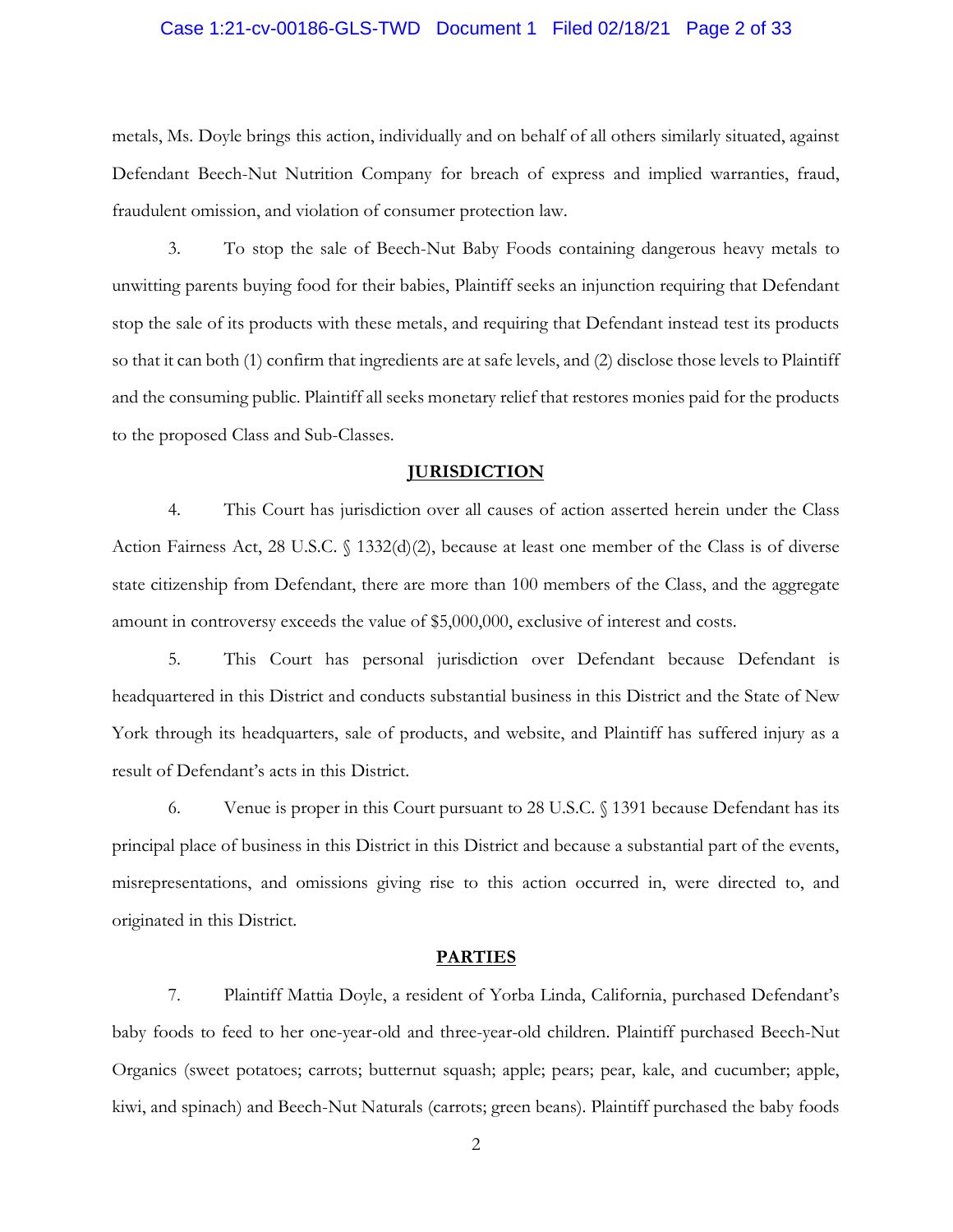metals, Ms. Doyle brings this action, individually and on behalf of all others similarly situated, against Defendant Beech-Nut Nutrition Company for breach of express and implied warranties, fraud, fraudulent omission, and violation of consumer protection law.

3. To stop the sale of Beech-Nut Baby Foods containing dangerous heavy metals to unwitting parents buying food for their babies, Plaintiff seeks an injunction requiring that Defendant stop the sale of its products with these metals, and requiring that Defendant instead test its products so that it can both (1) confirm that ingredients are at safe levels, and (2) disclose those levels to Plaintiff and the consuming public. Plaintiff all seeks monetary relief that restores monies paid for the products to the proposed Class and Sub-Classes.

## JURISDICTION

4. This Court has jurisdiction over all causes of action asserted herein under the Class Action Fairness Act, 28 U.S.C. § 1332(d)(2), because at least one member of the Class is of diverse state citizenship from Defendant, there are more than 100 members of the Class, and the aggregate amount in controversy exceeds the value of $5,000,000, exclusive of interest and costs.

5. This Court has personal jurisdiction over Defendant because Defendant is headquartered in this District and conducts substantial business in this District and the State of New York through its headquarters, sale of products, and website, and Plaintiff has suffered injury as a result of Defendant's acts in this District.

6. Venue is proper in this Court pursuant to 28 U.S.C. § 1391 because Defendant has its principal place of business in this District in this District and because a substantial part of the events, misrepresentations, and omissions giving rise to this action occurred in, were directed to, and originated in this District.

## PARTIES

7. Plaintiff Mattia Doyle, a resident of Yorba Linda, California, purchased Defendant's baby foods to feed to her one-year-old and three-year-old children. Plaintiff purchased Beech-Nut Organics (sweet potatoes; carrots; butternut squash; apple; pears; pear, kale, and cucumber; apple, kiwi, and spinach) and Beech-Nut Naturals (carrots; green beans). Plaintiff purchased the baby foods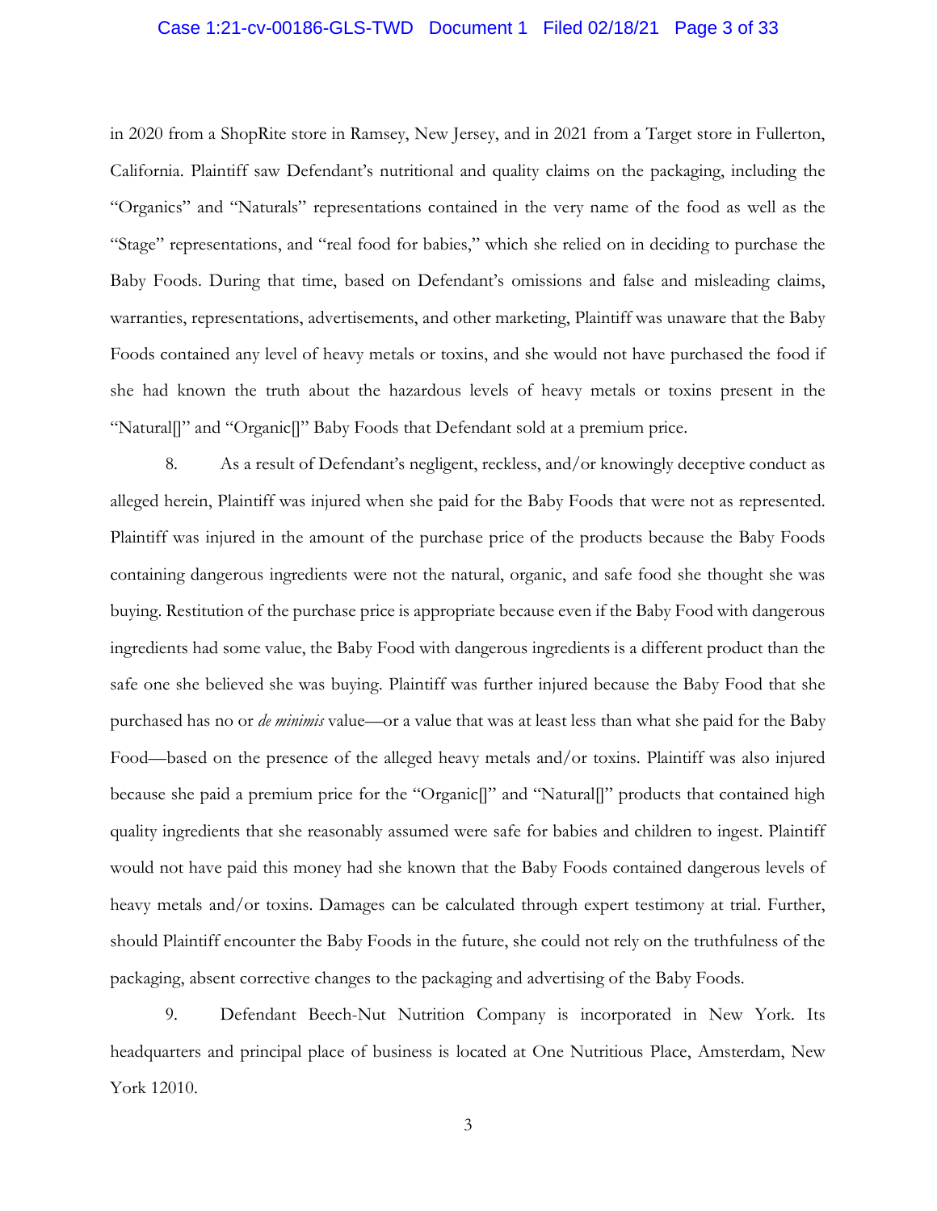in 2020 from a ShopRite store in Ramsey, New Jersey, and in 2021 from a Target store in Fullerton, California. Plaintiff saw Defendant's nutritional and quality claims on the packaging, including the "Organics" and "Naturals" representations contained in the very name of the food as well as the "Stage" representations, and "real food for babies," which she relied on in deciding to purchase the Baby Foods. During that time, based on Defendant's omissions and false and misleading claims, warranties, representations, advertisements, and other marketing, Plaintiff was unaware that the Baby Foods contained any level of heavy metals or toxins, and she would not have purchased the food if she had known the truth about the hazardous levels of heavy metals or toxins present in the "Natural[]" and "Organic[]" Baby Foods that Defendant sold at a premium price.

8. As a result of Defendant's negligent, reckless, and/or knowingly deceptive conduct as alleged herein, Plaintiff was injured when she paid for the Baby Foods that were not as represented. Plaintiff was injured in the amount of the purchase price of the products because the Baby Foods containing dangerous ingredients were not the natural, organic, and safe food she thought she was buying. Restitution of the purchase price is appropriate because even if the Baby Food with dangerous ingredients had some value, the Baby Food with dangerous ingredients is a different product than the safe one she believed she was buying. Plaintiff was further injured because the Baby Food that she purchased has no or *de minimis* value—or a value that was at least less than what she paid for the Baby Food—based on the presence of the alleged heavy metals and/or toxins. Plaintiff was also injured because she paid a premium price for the "Organic[]" and "Natural[]" products that contained high quality ingredients that she reasonably assumed were safe for babies and children to ingest. Plaintiff would not have paid this money had she known that the Baby Foods contained dangerous levels of heavy metals and/or toxins. Damages can be calculated through expert testimony at trial. Further, should Plaintiff encounter the Baby Foods in the future, she could not rely on the truthfulness of the packaging, absent corrective changes to the packaging and advertising of the Baby Foods.

9. Defendant Beech-Nut Nutrition Company is incorporated in New York. Its headquarters and principal place of business is located at One Nutritious Place, Amsterdam, New York 12010.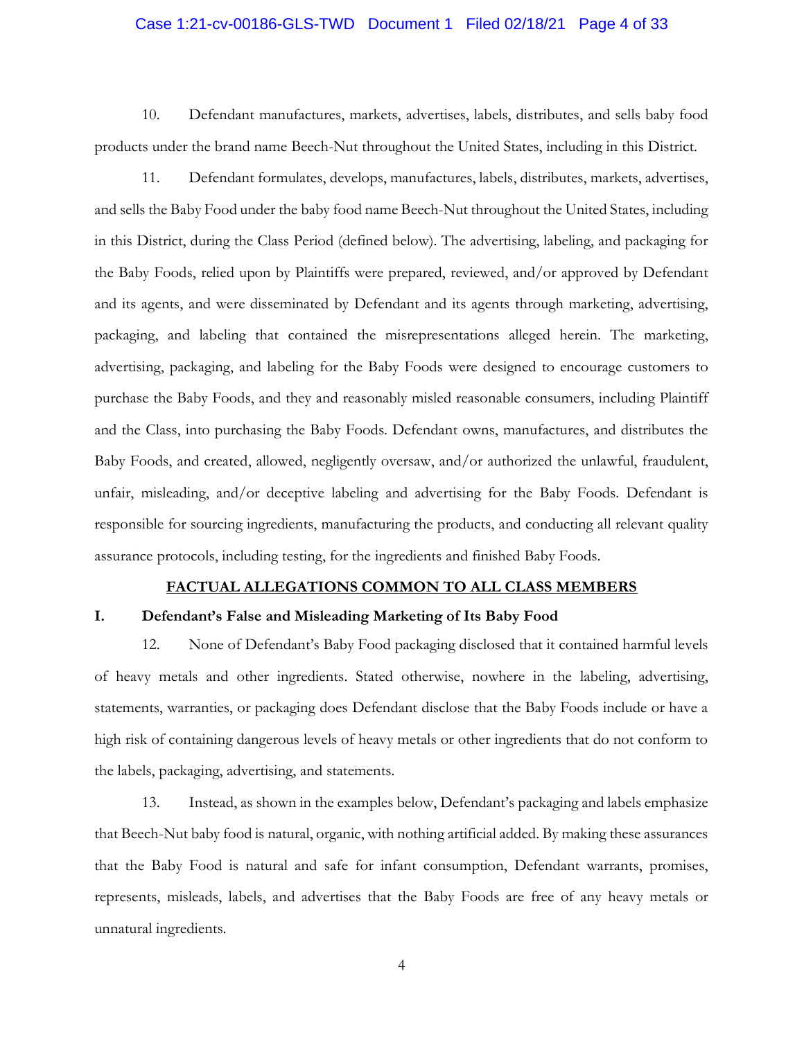10. Defendant manufactures, markets, advertises, labels, distributes, and sells baby food products under the brand name Beech-Nut throughout the United States, including in this District.

11. Defendant formulates, develops, manufactures, labels, distributes, markets, advertises, and sells the Baby Food under the baby food name Beech-Nut throughout the United States, including in this District, during the Class Period (defined below). The advertising, labeling, and packaging for the Baby Foods, relied upon by Plaintiffs were prepared, reviewed, and/or approved by Defendant and its agents, and were disseminated by Defendant and its agents through marketing, advertising, packaging, and labeling that contained the misrepresentations alleged herein. The marketing, advertising, packaging, and labeling for the Baby Foods were designed to encourage customers to purchase the Baby Foods, and they and reasonably misled reasonable consumers, including Plaintiff and the Class, into purchasing the Baby Foods. Defendant owns, manufactures, and distributes the Baby Foods, and created, allowed, negligently oversaw, and/or authorized the unlawful, fraudulent, unfair, misleading, and/or deceptive labeling and advertising for the Baby Foods. Defendant is responsible for sourcing ingredients, manufacturing the products, and conducting all relevant quality assurance protocols, including testing, for the ingredients and finished Baby Foods.

## FACTUAL ALLEGATIONS COMMON TO ALL CLASS MEMBERS

### I. Defendant's False and Misleading Marketing of Its Baby Food

12. None of Defendant's Baby Food packaging disclosed that it contained harmful levels of heavy metals and other ingredients. Stated otherwise, nowhere in the labeling, advertising, statements, warranties, or packaging does Defendant disclose that the Baby Foods include or have a high risk of containing dangerous levels of heavy metals or other ingredients that do not conform to the labels, packaging, advertising, and statements.

13. Instead, as shown in the examples below, Defendant's packaging and labels emphasize that Beech-Nut baby food is natural, organic, with nothing artificial added. By making these assurances that the Baby Food is natural and safe for infant consumption, Defendant warrants, promises, represents, misleads, labels, and advertises that the Baby Foods are free of any heavy metals or unnatural ingredients.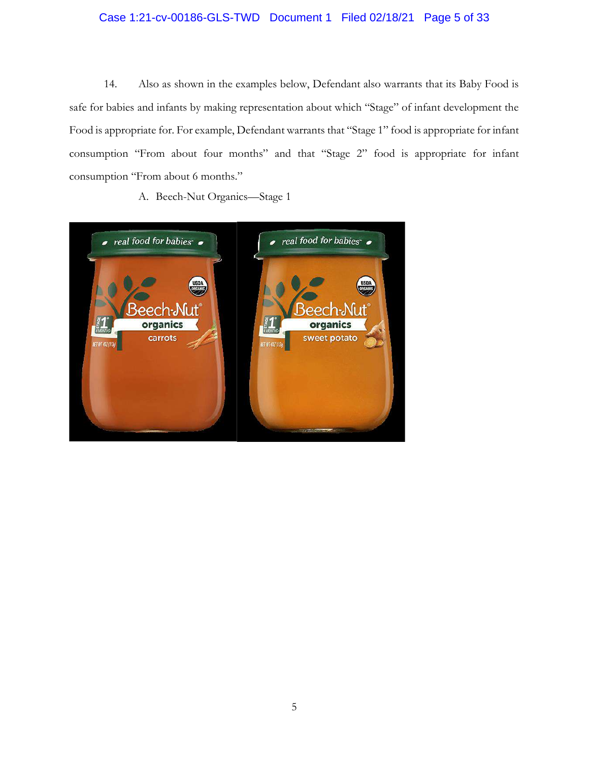14. Also as shown in the examples below, Defendant also warrants that its Baby Food is safe for babies and infants by making representation about which "Stage" of infant development the Food is appropriate for. For example, Defendant warrants that "Stage 1" food is appropriate for infant consumption "From about four months" and that "Stage 2" food is appropriate for infant consumption "From about 6 months."

A. Beech-Nut Organics—Stage 1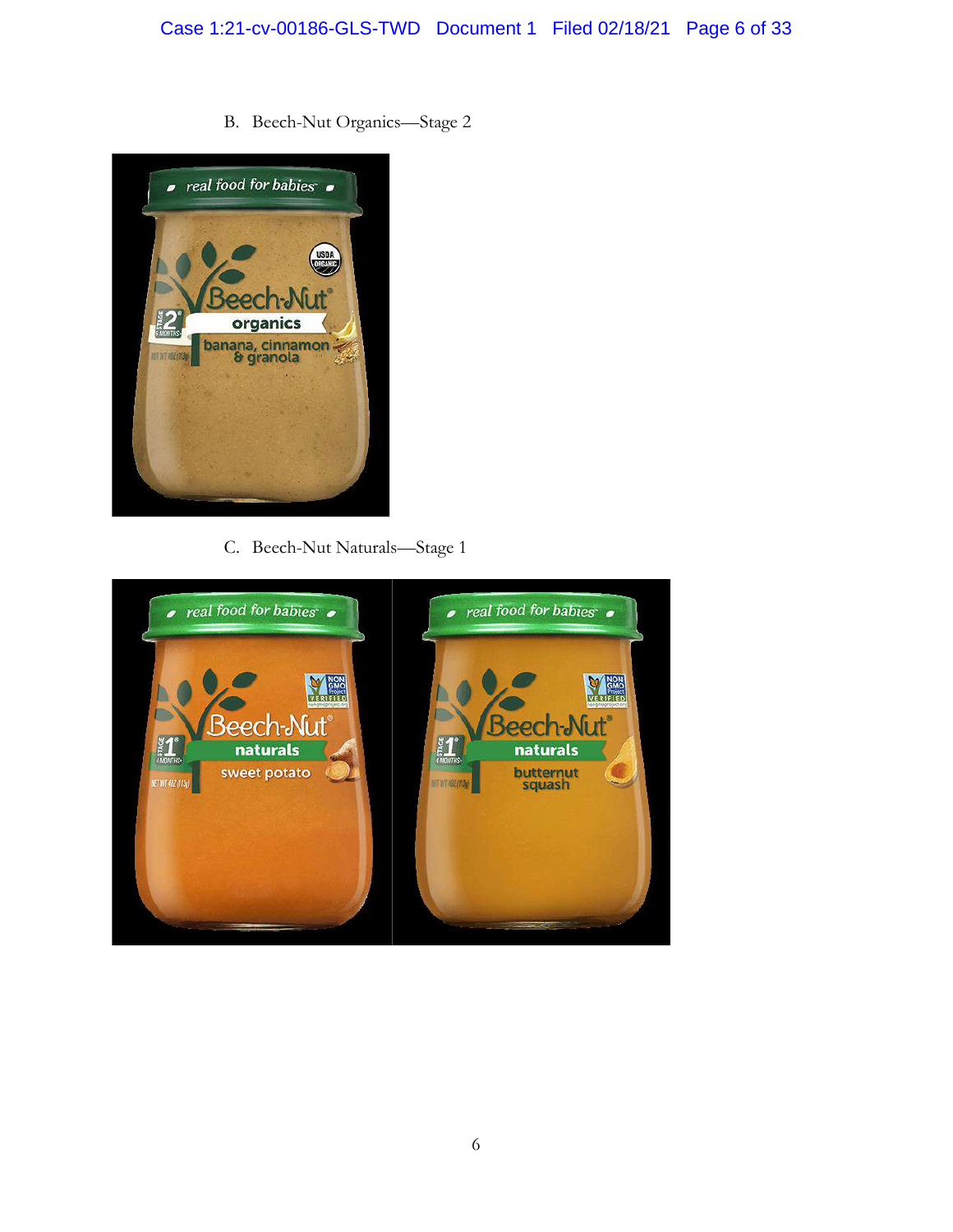B. Beech-Nut Organics—Stage 2

C. Beech-Nut Naturals—Stage 1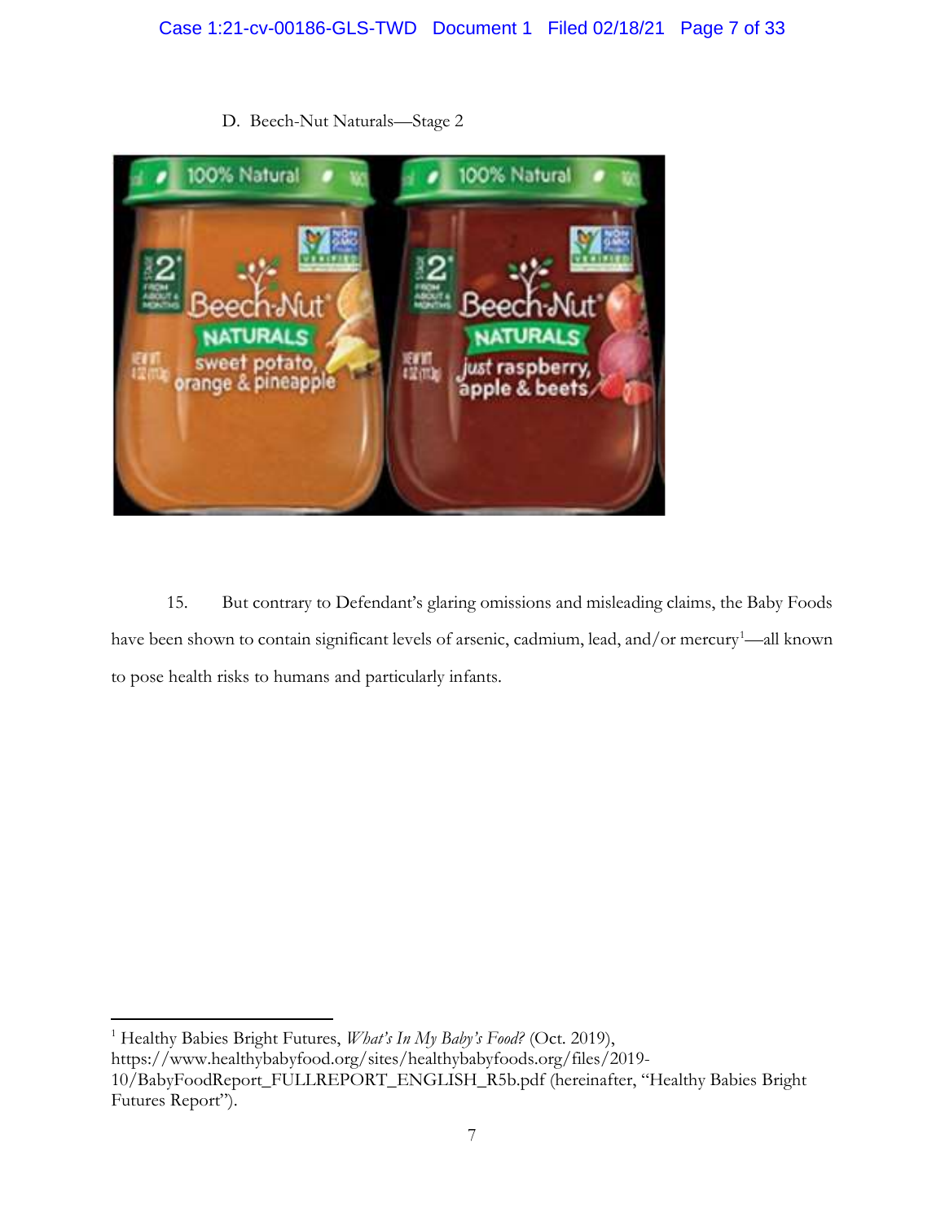D. Beech-Nut Naturals—Stage 2

15. But contrary to Defendant's glaring omissions and misleading claims, the Baby Foods have been shown to contain significant levels of arsenic, cadmium, lead, and/or mercury[1]—all known to pose health risks to humans and particularly infants.

[1] Healthy Babies Bright Futures, *What's In My Baby's Food?* (Oct. 2019), https://www.healthybabyfood.org/sites/healthybabyfoods.org/files/2019-10/BabyFoodReport_FULLREPORT_ENGLISH_R5b.pdf (hereinafter, "Healthy Babies Bright Futures Report").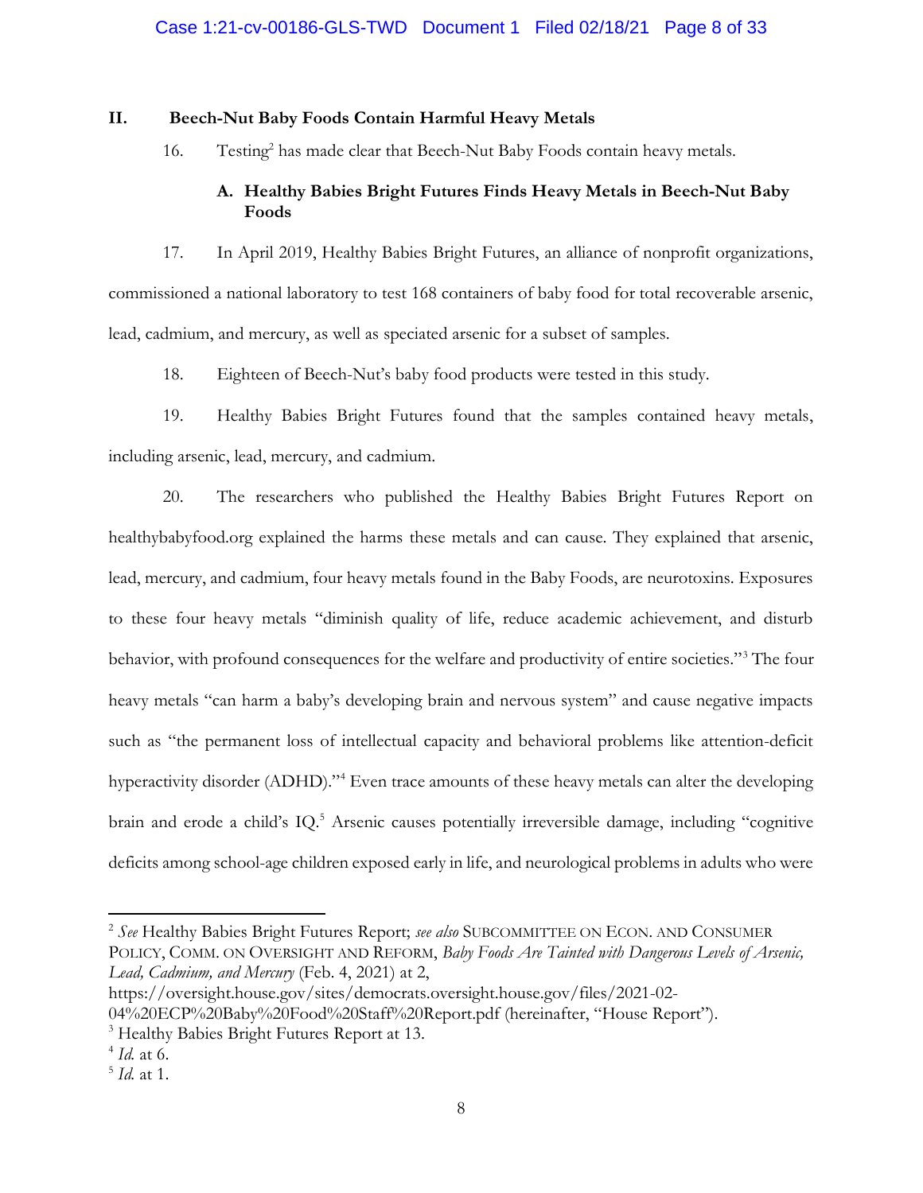## II. Beech-Nut Baby Foods Contain Harmful Heavy Metals

16. Testing[2] has made clear that Beech-Nut Baby Foods contain heavy metals.

### A. Healthy Babies Bright Futures Finds Heavy Metals in Beech-Nut Baby Foods

17. In April 2019, Healthy Babies Bright Futures, an alliance of nonprofit organizations, commissioned a national laboratory to test 168 containers of baby food for total recoverable arsenic, lead, cadmium, and mercury, as well as speciated arsenic for a subset of samples.

18. Eighteen of Beech-Nut's baby food products were tested in this study.

19. Healthy Babies Bright Futures found that the samples contained heavy metals, including arsenic, lead, mercury, and cadmium.

20. The researchers who published the Healthy Babies Bright Futures Report on healthybabyfood.org explained the harms these metals and can cause. They explained that arsenic, lead, mercury, and cadmium, four heavy metals found in the Baby Foods, are neurotoxins. Exposures to these four heavy metals "diminish quality of life, reduce academic achievement, and disturb behavior, with profound consequences for the welfare and productivity of entire societies."[3] The four heavy metals "can harm a baby's developing brain and nervous system" and cause negative impacts such as "the permanent loss of intellectual capacity and behavioral problems like attention-deficit hyperactivity disorder (ADHD)."[4] Even trace amounts of these heavy metals can alter the developing brain and erode a child's IQ.[5] Arsenic causes potentially irreversible damage, including "cognitive deficits among school-age children exposed early in life, and neurological problems in adults who were

---

[2] *See* Healthy Babies Bright Futures Report; *see also* SUBCOMMITTEE ON ECON. AND CONSUMER POLICY, COMM. ON OVERSIGHT AND REFORM, *Baby Foods Are Tainted with Dangerous Levels of Arsenic, Lead, Cadmium, and Mercury* (Feb. 4, 2021) at 2, https://oversight.house.gov/sites/democrats.oversight.house.gov/files/2021-02-04%20ECP%20Baby%20Food%20Staff%20Report.pdf (hereinafter, "House Report").

[3] Healthy Babies Bright Futures Report at 13.

[4] *Id.* at 6.

[5] *Id.* at 1.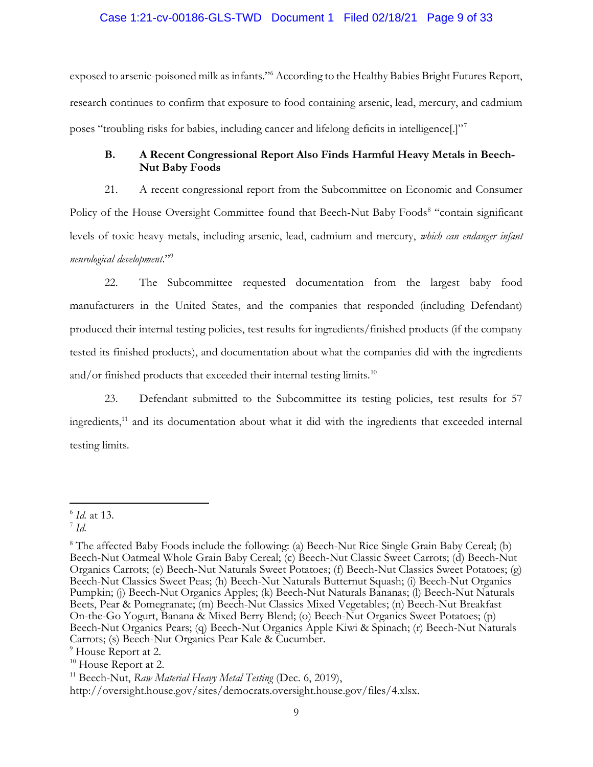exposed to arsenic-poisoned milk as infants."[6] According to the Healthy Babies Bright Futures Report, research continues to confirm that exposure to food containing arsenic, lead, mercury, and cadmium poses "troubling risks for babies, including cancer and lifelong deficits in intelligence[.]"[7]

### B. A Recent Congressional Report Also Finds Harmful Heavy Metals in Beech-Nut Baby Foods

21. A recent congressional report from the Subcommittee on Economic and Consumer Policy of the House Oversight Committee found that Beech-Nut Baby Foods[8] "contain significant levels of toxic heavy metals, including arsenic, lead, cadmium and mercury, *which can endanger infant neurological development*."[9]

22. The Subcommittee requested documentation from the largest baby food manufacturers in the United States, and the companies that responded (including Defendant) produced their internal testing policies, test results for ingredients/finished products (if the company tested its finished products), and documentation about what the companies did with the ingredients and/or finished products that exceeded their internal testing limits.[10]

23. Defendant submitted to the Subcommittee its testing policies, test results for 57 ingredients,[11] and its documentation about what it did with the ingredients that exceeded internal testing limits.

---

[6] *Id.* at 13.

[7] *Id.*

[8] The affected Baby Foods include the following: (a) Beech-Nut Rice Single Grain Baby Cereal; (b) Beech-Nut Oatmeal Whole Grain Baby Cereal; (c) Beech-Nut Classic Sweet Carrots; (d) Beech-Nut Organics Carrots; (e) Beech-Nut Naturals Sweet Potatoes; (f) Beech-Nut Classics Sweet Potatoes; (g) Beech-Nut Classics Sweet Peas; (h) Beech-Nut Naturals Butternut Squash; (i) Beech-Nut Organics Pumpkin; (j) Beech-Nut Organics Apples; (k) Beech-Nut Naturals Bananas; (l) Beech-Nut Naturals Beets, Pear & Pomegranate; (m) Beech-Nut Classics Mixed Vegetables; (n) Beech-Nut Breakfast On-the-Go Yogurt, Banana & Mixed Berry Blend; (o) Beech-Nut Organics Sweet Potatoes; (p) Beech-Nut Organics Pears; (q) Beech-Nut Organics Apple Kiwi & Spinach; (r) Beech-Nut Naturals Carrots; (s) Beech-Nut Organics Pear Kale & Cucumber.

[9] House Report at 2.

[10] House Report at 2.

[11] Beech-Nut, *Raw Material Heavy Metal Testing* (Dec. 6, 2019), http://oversight.house.gov/sites/democrats.oversight.house.gov/files/4.xlsx.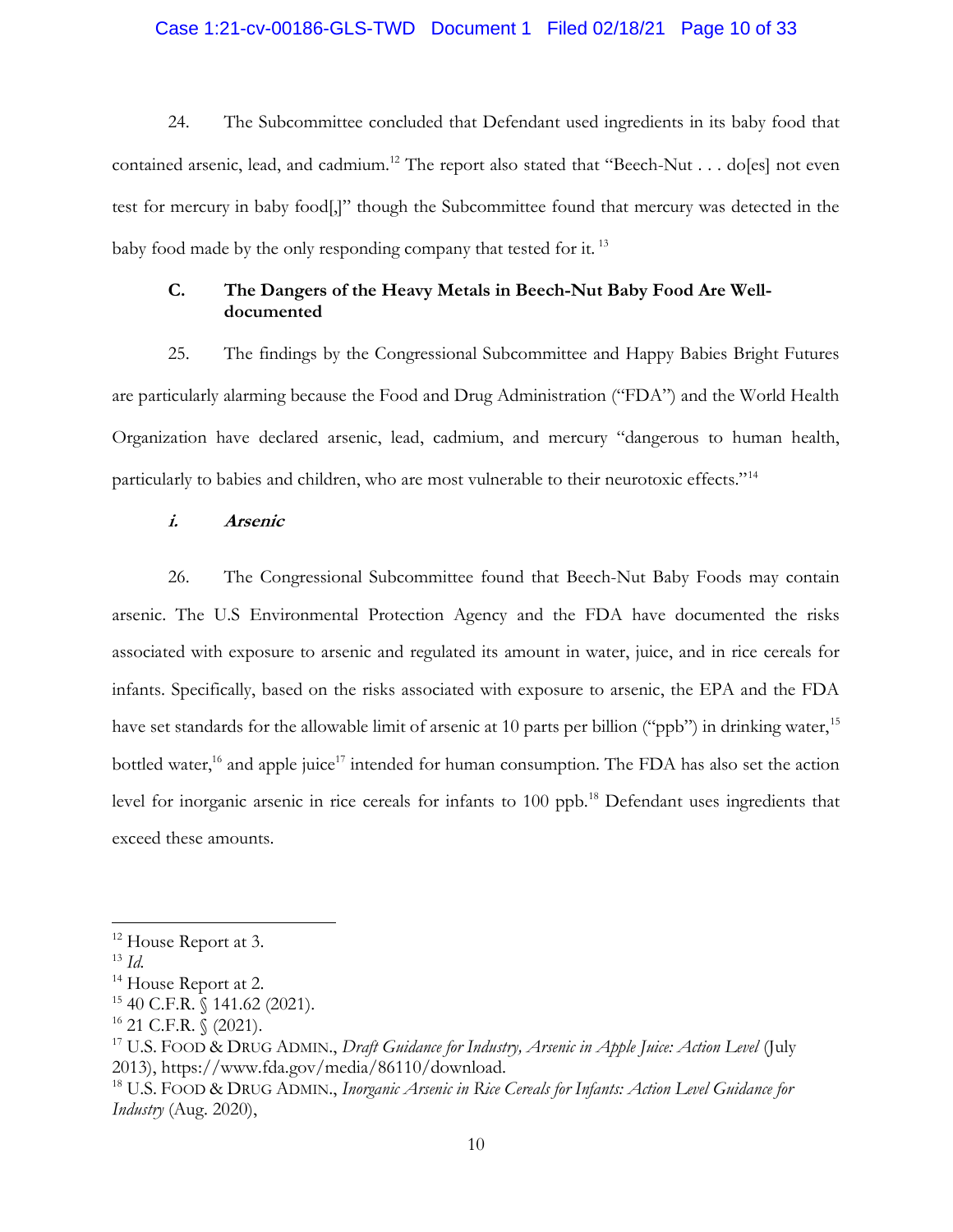24. The Subcommittee concluded that Defendant used ingredients in its baby food that contained arsenic, lead, and cadmium.[12] The report also stated that "Beech-Nut . . . do[es] not even test for mercury in baby food[,]" though the Subcommittee found that mercury was detected in the baby food made by the only responding company that tested for it.[13]

### C. The Dangers of the Heavy Metals in Beech-Nut Baby Food Are Well-documented

25. The findings by the Congressional Subcommittee and Happy Babies Bright Futures are particularly alarming because the Food and Drug Administration ("FDA") and the World Health Organization have declared arsenic, lead, cadmium, and mercury "dangerous to human health, particularly to babies and children, who are most vulnerable to their neurotoxic effects."[14]

#### *i. Arsenic*

26. The Congressional Subcommittee found that Beech-Nut Baby Foods may contain arsenic. The U.S Environmental Protection Agency and the FDA have documented the risks associated with exposure to arsenic and regulated its amount in water, juice, and in rice cereals for infants. Specifically, based on the risks associated with exposure to arsenic, the EPA and the FDA have set standards for the allowable limit of arsenic at 10 parts per billion ("ppb") in drinking water,[15] bottled water,[16] and apple juice[17] intended for human consumption. The FDA has also set the action level for inorganic arsenic in rice cereals for infants to 100 ppb.[18] Defendant uses ingredients that exceed these amounts.

---

[12] House Report at 3.
[13] *Id.*
[14] House Report at 2.
[15] 40 C.F.R. § 141.62 (2021).
[16] 21 C.F.R. § (2021).
[17] U.S. FOOD & DRUG ADMIN., *Draft Guidance for Industry, Arsenic in Apple Juice: Action Level* (July 2013), https://www.fda.gov/media/86110/download.
[18] U.S. FOOD & DRUG ADMIN., *Inorganic Arsenic in Rice Cereals for Infants: Action Level Guidance for Industry* (Aug. 2020),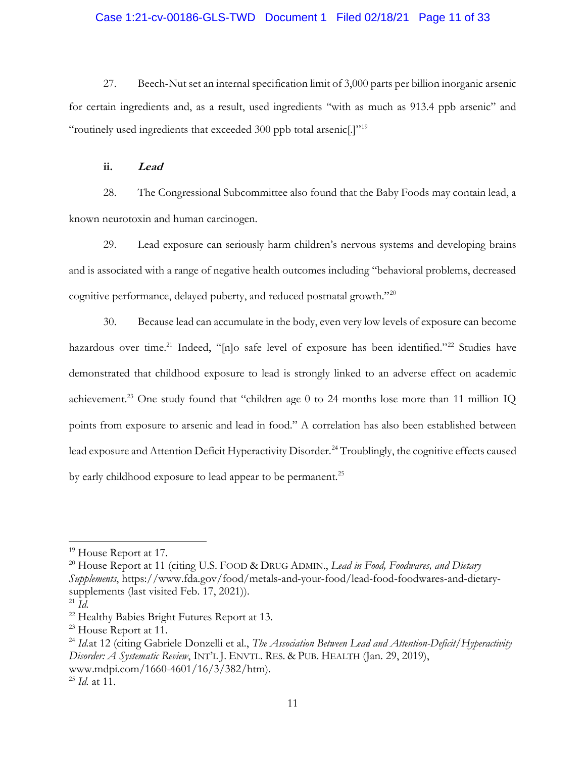27. Beech-Nut set an internal specification limit of 3,000 parts per billion inorganic arsenic for certain ingredients and, as a result, used ingredients "with as much as 913.4 ppb arsenic" and "routinely used ingredients that exceeded 300 ppb total arsenic[.]"[19]

**ii. *Lead***

28. The Congressional Subcommittee also found that the Baby Foods may contain lead, a known neurotoxin and human carcinogen.

29. Lead exposure can seriously harm children's nervous systems and developing brains and is associated with a range of negative health outcomes including "behavioral problems, decreased cognitive performance, delayed puberty, and reduced postnatal growth."[20]

30. Because lead can accumulate in the body, even very low levels of exposure can become hazardous over time.[21] Indeed, "[n]o safe level of exposure has been identified."[22] Studies have demonstrated that childhood exposure to lead is strongly linked to an adverse effect on academic achievement.[23] One study found that "children age 0 to 24 months lose more than 11 million IQ points from exposure to arsenic and lead in food." A correlation has also been established between lead exposure and Attention Deficit Hyperactivity Disorder.[24] Troublingly, the cognitive effects caused by early childhood exposure to lead appear to be permanent.[25]

---

[19] House Report at 17.

[20] House Report at 11 (citing U.S. FOOD & DRUG ADMIN., *Lead in Food, Foodwares, and Dietary Supplements*, https://www.fda.gov/food/metals-and-your-food/lead-food-foodwares-and-dietary-supplements (last visited Feb. 17, 2021)).

[21] *Id.*

[22] Healthy Babies Bright Futures Report at 13.

[23] House Report at 11.

[24] *Id.*at 12 (citing Gabriele Donzelli et al., *The Association Between Lead and Attention-Deficit/Hyperactivity Disorder: A Systematic Review*, INT'L J. ENVTL. RES. & PUB. HEALTH (Jan. 29, 2019), www.mdpi.com/1660-4601/16/3/382/htm).

[25] *Id.* at 11.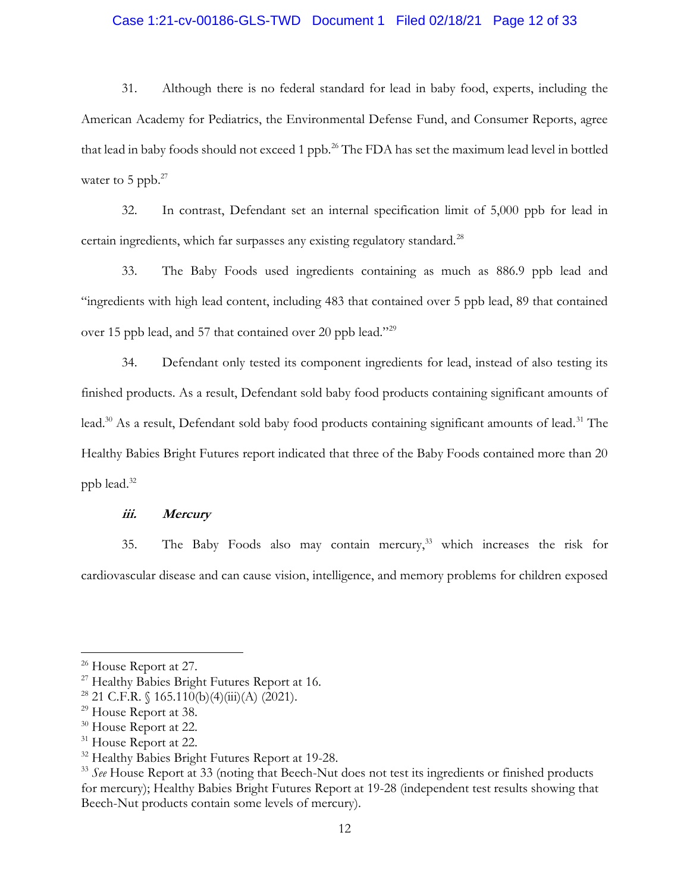31. Although there is no federal standard for lead in baby food, experts, including the American Academy for Pediatrics, the Environmental Defense Fund, and Consumer Reports, agree that lead in baby foods should not exceed 1 ppb.[26] The FDA has set the maximum lead level in bottled water to 5 ppb.[27]

32. In contrast, Defendant set an internal specification limit of 5,000 ppb for lead in certain ingredients, which far surpasses any existing regulatory standard.[28]

33. The Baby Foods used ingredients containing as much as 886.9 ppb lead and "ingredients with high lead content, including 483 that contained over 5 ppb lead, 89 that contained over 15 ppb lead, and 57 that contained over 20 ppb lead."[29]

34. Defendant only tested its component ingredients for lead, instead of also testing its finished products. As a result, Defendant sold baby food products containing significant amounts of lead.[30] As a result, Defendant sold baby food products containing significant amounts of lead.[31] The Healthy Babies Bright Futures report indicated that three of the Baby Foods contained more than 20 ppb lead.[32]

### *iii. Mercury*

35. The Baby Foods also may contain mercury,[33] which increases the risk for cardiovascular disease and can cause vision, intelligence, and memory problems for children exposed

---

[26] House Report at 27.

[27] Healthy Babies Bright Futures Report at 16.

[28] 21 C.F.R. § 165.110(b)(4)(iii)(A) (2021).

[29] House Report at 38.

[30] House Report at 22.

[31] House Report at 22.

[32] Healthy Babies Bright Futures Report at 19-28.

[33] *See* House Report at 33 (noting that Beech-Nut does not test its ingredients or finished products for mercury); Healthy Babies Bright Futures Report at 19-28 (independent test results showing that Beech-Nut products contain some levels of mercury).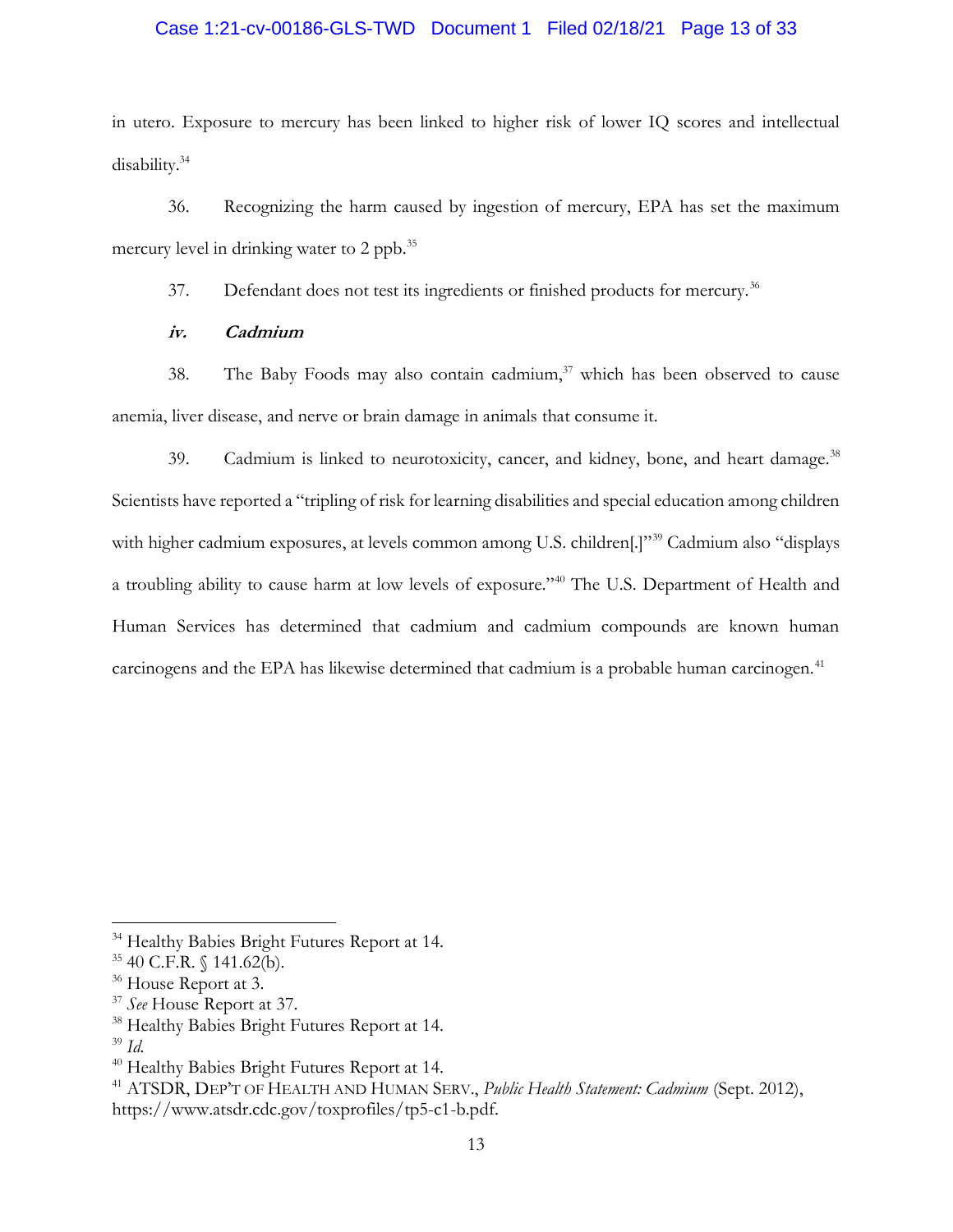in utero. Exposure to mercury has been linked to higher risk of lower IQ scores and intellectual disability.[34]

36. Recognizing the harm caused by ingestion of mercury, EPA has set the maximum mercury level in drinking water to 2 ppb.[35]

37. Defendant does not test its ingredients or finished products for mercury.[36]

***iv. Cadmium***

38. The Baby Foods may also contain cadmium,[37] which has been observed to cause anemia, liver disease, and nerve or brain damage in animals that consume it.

39. Cadmium is linked to neurotoxicity, cancer, and kidney, bone, and heart damage.[38] Scientists have reported a "tripling of risk for learning disabilities and special education among children with higher cadmium exposures, at levels common among U.S. children[.]"[39] Cadmium also "displays a troubling ability to cause harm at low levels of exposure."[40] The U.S. Department of Health and Human Services has determined that cadmium and cadmium compounds are known human carcinogens and the EPA has likewise determined that cadmium is a probable human carcinogen.[41]

---

[34] Healthy Babies Bright Futures Report at 14.

[35] 40 C.F.R. § 141.62(b).

[36] House Report at 3.

[37] *See* House Report at 37.

[38] Healthy Babies Bright Futures Report at 14.

[39] *Id.*

[40] Healthy Babies Bright Futures Report at 14.

[41] ATSDR, DEP'T OF HEALTH AND HUMAN SERV., *Public Health Statement: Cadmium* (Sept. 2012), https://www.atsdr.cdc.gov/toxprofiles/tp5-c1-b.pdf.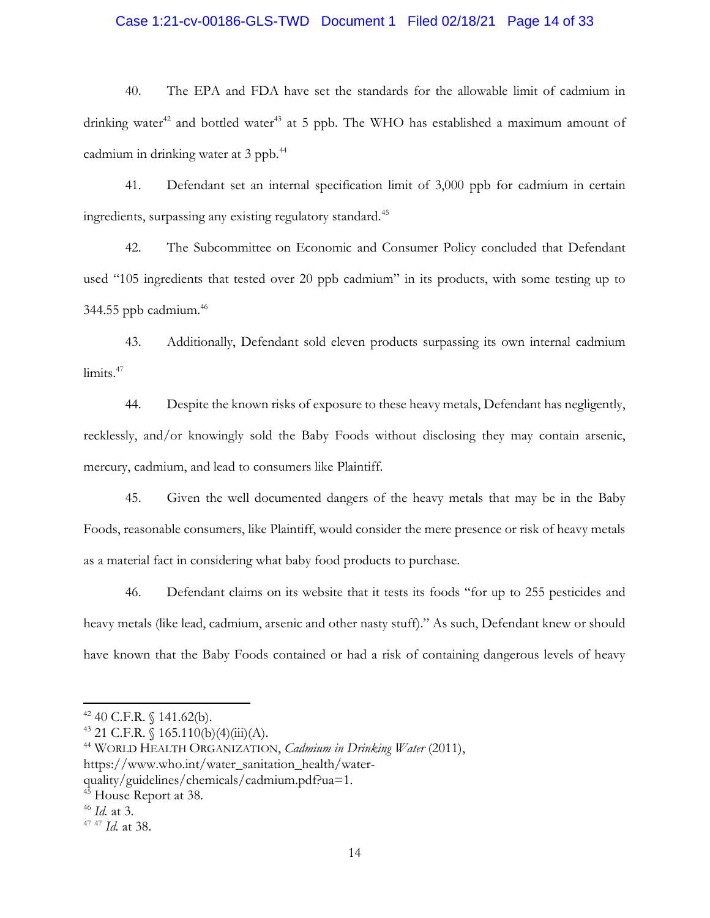40. The EPA and FDA have set the standards for the allowable limit of cadmium in drinking water[42] and bottled water[43] at 5 ppb. The WHO has established a maximum amount of cadmium in drinking water at 3 ppb.[44]

41. Defendant set an internal specification limit of 3,000 ppb for cadmium in certain ingredients, surpassing any existing regulatory standard.[45]

42. The Subcommittee on Economic and Consumer Policy concluded that Defendant used "105 ingredients that tested over 20 ppb cadmium" in its products, with some testing up to 344.55 ppb cadmium.[46]

43. Additionally, Defendant sold eleven products surpassing its own internal cadmium limits.[47]

44. Despite the known risks of exposure to these heavy metals, Defendant has negligently, recklessly, and/or knowingly sold the Baby Foods without disclosing they may contain arsenic, mercury, cadmium, and lead to consumers like Plaintiff.

45. Given the well documented dangers of the heavy metals that may be in the Baby Foods, reasonable consumers, like Plaintiff, would consider the mere presence or risk of heavy metals as a material fact in considering what baby food products to purchase.

46. Defendant claims on its website that it tests its foods "for up to 255 pesticides and heavy metals (like lead, cadmium, arsenic and other nasty stuff)." As such, Defendant knew or should have known that the Baby Foods contained or had a risk of containing dangerous levels of heavy

---

[42] 40 C.F.R. § 141.62(b).

[43] 21 C.F.R. § 165.110(b)(4)(iii)(A).

[44] WORLD HEALTH ORGANIZATION, *Cadmium in Drinking Water* (2011), https://www.who.int/water_sanitation_health/water-quality/guidelines/chemicals/cadmium.pdf?ua=1.

[45] House Report at 38.

[46] *Id.* at 3.

[47] [47] *Id.* at 38.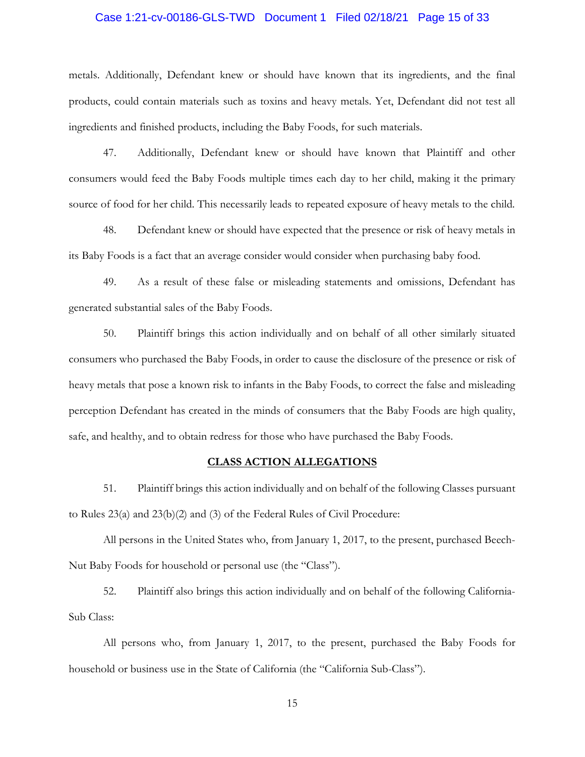metals. Additionally, Defendant knew or should have known that its ingredients, and the final products, could contain materials such as toxins and heavy metals. Yet, Defendant did not test all ingredients and finished products, including the Baby Foods, for such materials.

47. Additionally, Defendant knew or should have known that Plaintiff and other consumers would feed the Baby Foods multiple times each day to her child, making it the primary source of food for her child. This necessarily leads to repeated exposure of heavy metals to the child.

48. Defendant knew or should have expected that the presence or risk of heavy metals in its Baby Foods is a fact that an average consider would consider when purchasing baby food.

49. As a result of these false or misleading statements and omissions, Defendant has generated substantial sales of the Baby Foods.

50. Plaintiff brings this action individually and on behalf of all other similarly situated consumers who purchased the Baby Foods, in order to cause the disclosure of the presence or risk of heavy metals that pose a known risk to infants in the Baby Foods, to correct the false and misleading perception Defendant has created in the minds of consumers that the Baby Foods are high quality, safe, and healthy, and to obtain redress for those who have purchased the Baby Foods.

## CLASS ACTION ALLEGATIONS

51. Plaintiff brings this action individually and on behalf of the following Classes pursuant to Rules 23(a) and 23(b)(2) and (3) of the Federal Rules of Civil Procedure:

All persons in the United States who, from January 1, 2017, to the present, purchased Beech-Nut Baby Foods for household or personal use (the "Class").

52. Plaintiff also brings this action individually and on behalf of the following California-Sub Class:

All persons who, from January 1, 2017, to the present, purchased the Baby Foods for household or business use in the State of California (the "California Sub-Class").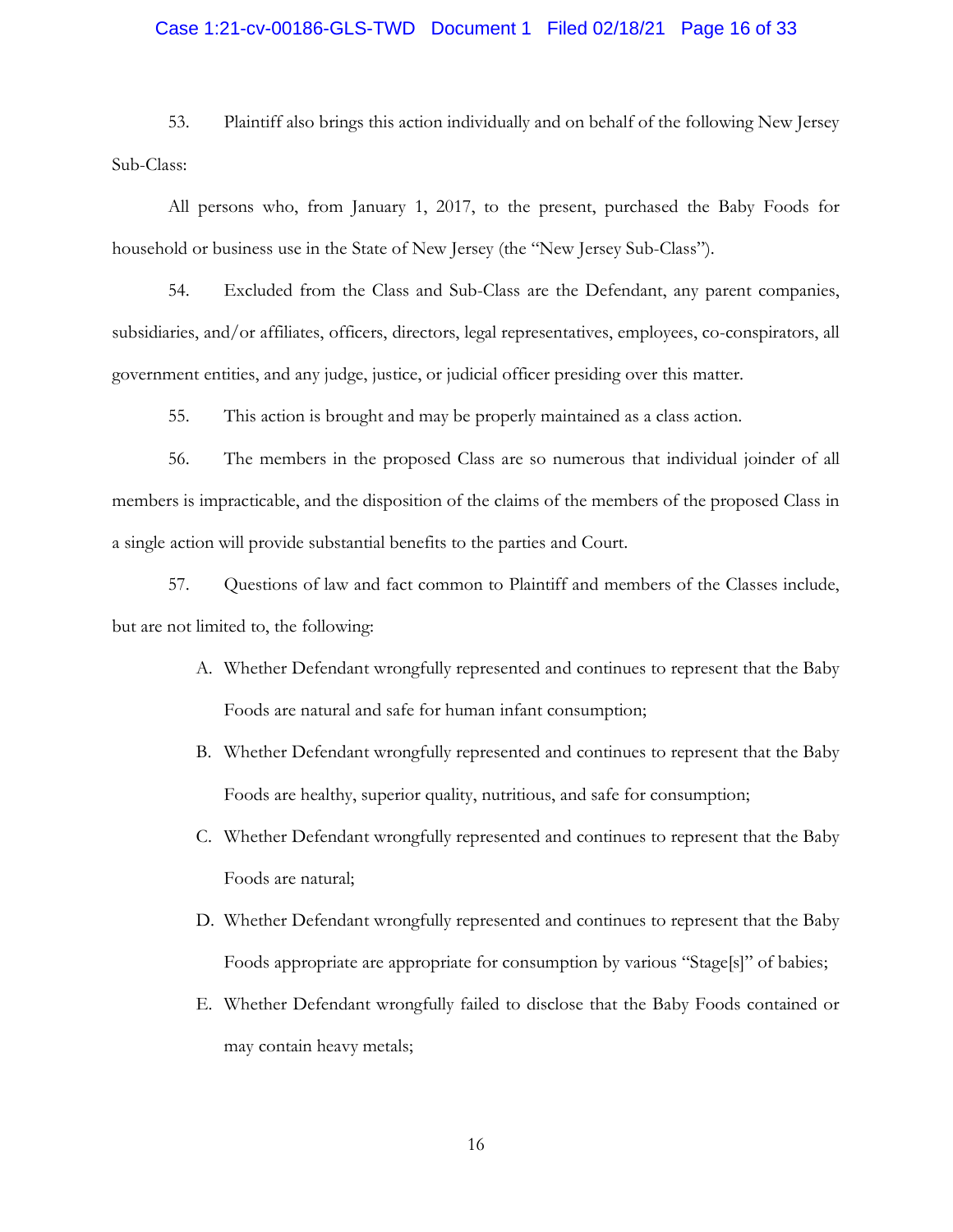53. Plaintiff also brings this action individually and on behalf of the following New Jersey Sub-Class:

All persons who, from January 1, 2017, to the present, purchased the Baby Foods for household or business use in the State of New Jersey (the "New Jersey Sub-Class").

54. Excluded from the Class and Sub-Class are the Defendant, any parent companies, subsidiaries, and/or affiliates, officers, directors, legal representatives, employees, co-conspirators, all government entities, and any judge, justice, or judicial officer presiding over this matter.

55. This action is brought and may be properly maintained as a class action.

56. The members in the proposed Class are so numerous that individual joinder of all members is impracticable, and the disposition of the claims of the members of the proposed Class in a single action will provide substantial benefits to the parties and Court.

57. Questions of law and fact common to Plaintiff and members of the Classes include, but are not limited to, the following:

A. Whether Defendant wrongfully represented and continues to represent that the Baby Foods are natural and safe for human infant consumption;

B. Whether Defendant wrongfully represented and continues to represent that the Baby Foods are healthy, superior quality, nutritious, and safe for consumption;

C. Whether Defendant wrongfully represented and continues to represent that the Baby Foods are natural;

D. Whether Defendant wrongfully represented and continues to represent that the Baby Foods appropriate are appropriate for consumption by various "Stage[s]" of babies;

E. Whether Defendant wrongfully failed to disclose that the Baby Foods contained or may contain heavy metals;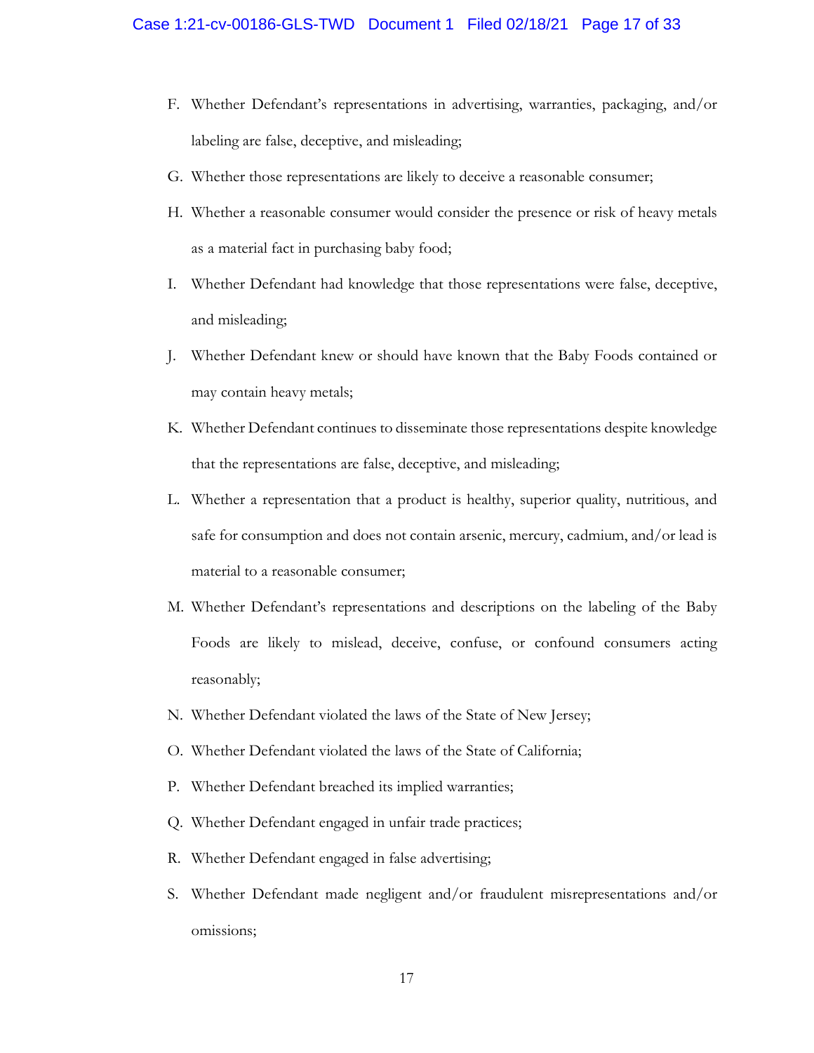F. Whether Defendant's representations in advertising, warranties, packaging, and/or labeling are false, deceptive, and misleading;

G. Whether those representations are likely to deceive a reasonable consumer;

H. Whether a reasonable consumer would consider the presence or risk of heavy metals as a material fact in purchasing baby food;

I. Whether Defendant had knowledge that those representations were false, deceptive, and misleading;

J. Whether Defendant knew or should have known that the Baby Foods contained or may contain heavy metals;

K. Whether Defendant continues to disseminate those representations despite knowledge that the representations are false, deceptive, and misleading;

L. Whether a representation that a product is healthy, superior quality, nutritious, and safe for consumption and does not contain arsenic, mercury, cadmium, and/or lead is material to a reasonable consumer;

M. Whether Defendant's representations and descriptions on the labeling of the Baby Foods are likely to mislead, deceive, confuse, or confound consumers acting reasonably;

N. Whether Defendant violated the laws of the State of New Jersey;

O. Whether Defendant violated the laws of the State of California;

P. Whether Defendant breached its implied warranties;

Q. Whether Defendant engaged in unfair trade practices;

R. Whether Defendant engaged in false advertising;

S. Whether Defendant made negligent and/or fraudulent misrepresentations and/or omissions;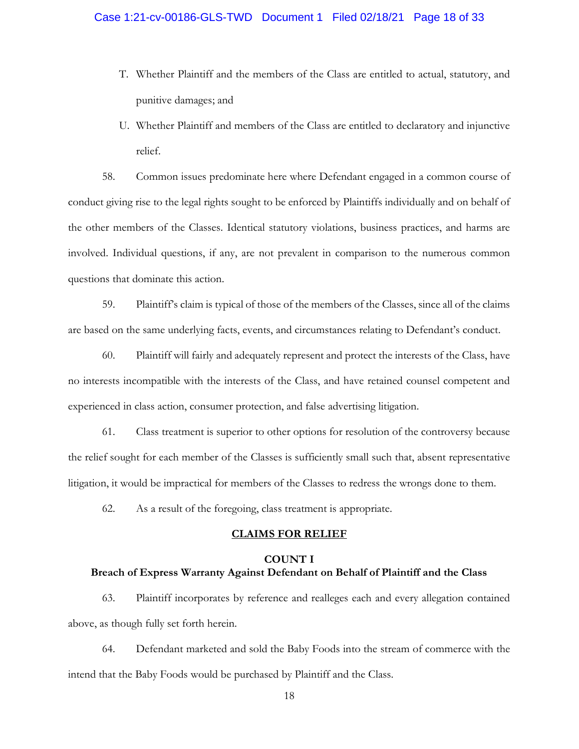T. Whether Plaintiff and the members of the Class are entitled to actual, statutory, and punitive damages; and

U. Whether Plaintiff and members of the Class are entitled to declaratory and injunctive relief.

58. Common issues predominate here where Defendant engaged in a common course of conduct giving rise to the legal rights sought to be enforced by Plaintiffs individually and on behalf of the other members of the Classes. Identical statutory violations, business practices, and harms are involved. Individual questions, if any, are not prevalent in comparison to the numerous common questions that dominate this action.

59. Plaintiff's claim is typical of those of the members of the Classes, since all of the claims are based on the same underlying facts, events, and circumstances relating to Defendant's conduct.

60. Plaintiff will fairly and adequately represent and protect the interests of the Class, have no interests incompatible with the interests of the Class, and have retained counsel competent and experienced in class action, consumer protection, and false advertising litigation.

61. Class treatment is superior to other options for resolution of the controversy because the relief sought for each member of the Classes is sufficiently small such that, absent representative litigation, it would be impractical for members of the Classes to redress the wrongs done to them.

62. As a result of the foregoing, class treatment is appropriate.

## CLAIMS FOR RELIEF

### COUNT I
### Breach of Express Warranty Against Defendant on Behalf of Plaintiff and the Class

63. Plaintiff incorporates by reference and realleges each and every allegation contained above, as though fully set forth herein.

64. Defendant marketed and sold the Baby Foods into the stream of commerce with the intend that the Baby Foods would be purchased by Plaintiff and the Class.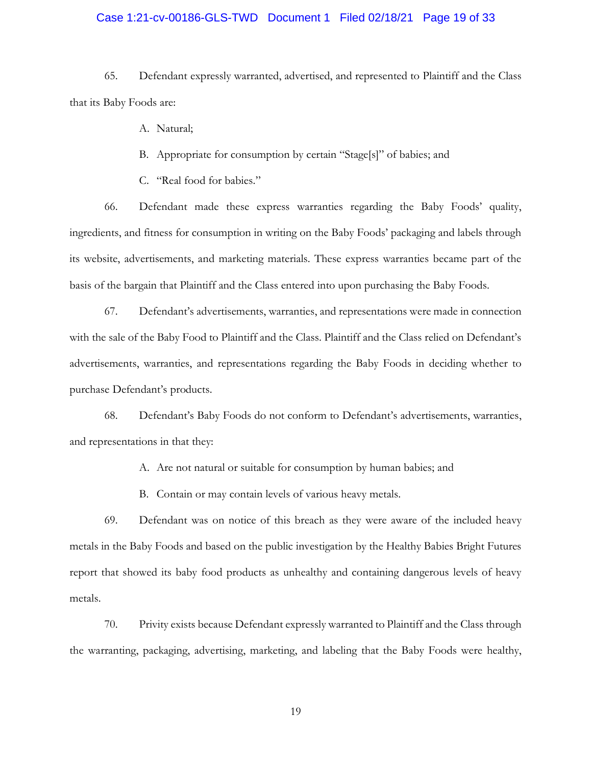65. Defendant expressly warranted, advertised, and represented to Plaintiff and the Class that its Baby Foods are:

A. Natural;

B. Appropriate for consumption by certain "Stage[s]" of babies; and

C. "Real food for babies."

66. Defendant made these express warranties regarding the Baby Foods' quality, ingredients, and fitness for consumption in writing on the Baby Foods' packaging and labels through its website, advertisements, and marketing materials. These express warranties became part of the basis of the bargain that Plaintiff and the Class entered into upon purchasing the Baby Foods.

67. Defendant's advertisements, warranties, and representations were made in connection with the sale of the Baby Food to Plaintiff and the Class. Plaintiff and the Class relied on Defendant's advertisements, warranties, and representations regarding the Baby Foods in deciding whether to purchase Defendant's products.

68. Defendant's Baby Foods do not conform to Defendant's advertisements, warranties, and representations in that they:

A. Are not natural or suitable for consumption by human babies; and

B. Contain or may contain levels of various heavy metals.

69. Defendant was on notice of this breach as they were aware of the included heavy metals in the Baby Foods and based on the public investigation by the Healthy Babies Bright Futures report that showed its baby food products as unhealthy and containing dangerous levels of heavy metals.

70. Privity exists because Defendant expressly warranted to Plaintiff and the Class through the warranting, packaging, advertising, marketing, and labeling that the Baby Foods were healthy,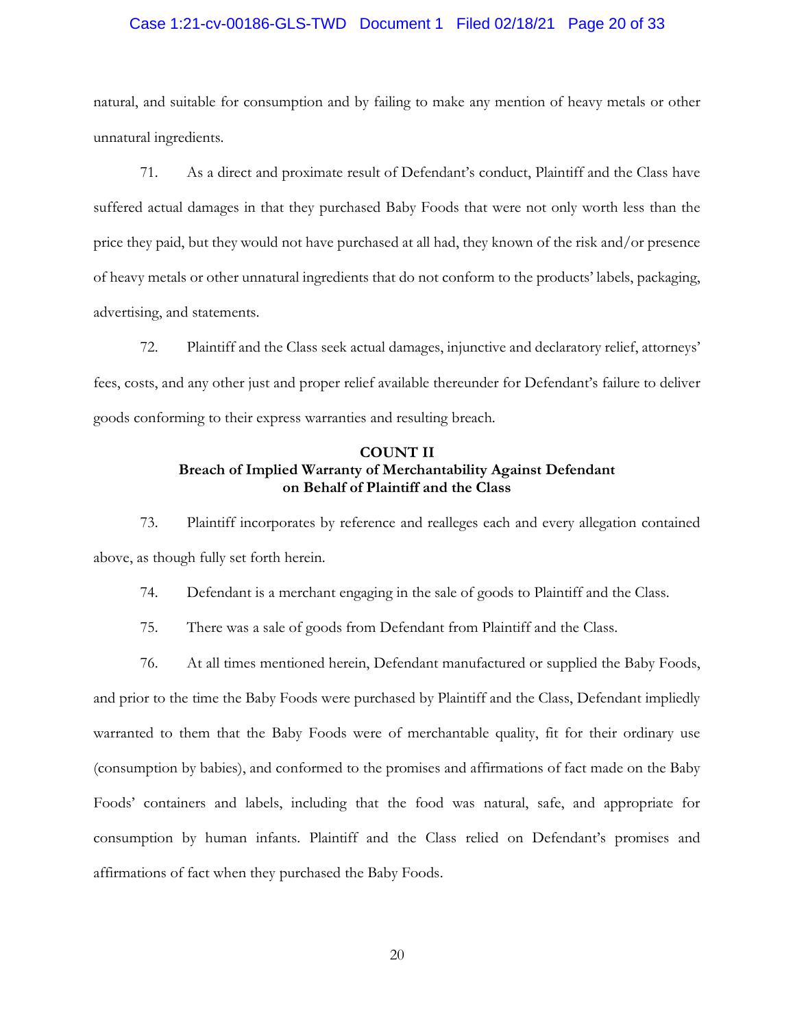natural, and suitable for consumption and by failing to make any mention of heavy metals or other unnatural ingredients.

71. As a direct and proximate result of Defendant's conduct, Plaintiff and the Class have suffered actual damages in that they purchased Baby Foods that were not only worth less than the price they paid, but they would not have purchased at all had, they known of the risk and/or presence of heavy metals or other unnatural ingredients that do not conform to the products' labels, packaging, advertising, and statements.

72. Plaintiff and the Class seek actual damages, injunctive and declaratory relief, attorneys' fees, costs, and any other just and proper relief available thereunder for Defendant's failure to deliver goods conforming to their express warranties and resulting breach.

**COUNT II**
**Breach of Implied Warranty of Merchantability Against Defendant on Behalf of Plaintiff and the Class**

73. Plaintiff incorporates by reference and realleges each and every allegation contained above, as though fully set forth herein.

74. Defendant is a merchant engaging in the sale of goods to Plaintiff and the Class.

75. There was a sale of goods from Defendant from Plaintiff and the Class.

76. At all times mentioned herein, Defendant manufactured or supplied the Baby Foods, and prior to the time the Baby Foods were purchased by Plaintiff and the Class, Defendant impliedly warranted to them that the Baby Foods were of merchantable quality, fit for their ordinary use (consumption by babies), and conformed to the promises and affirmations of fact made on the Baby Foods' containers and labels, including that the food was natural, safe, and appropriate for consumption by human infants. Plaintiff and the Class relied on Defendant's promises and affirmations of fact when they purchased the Baby Foods.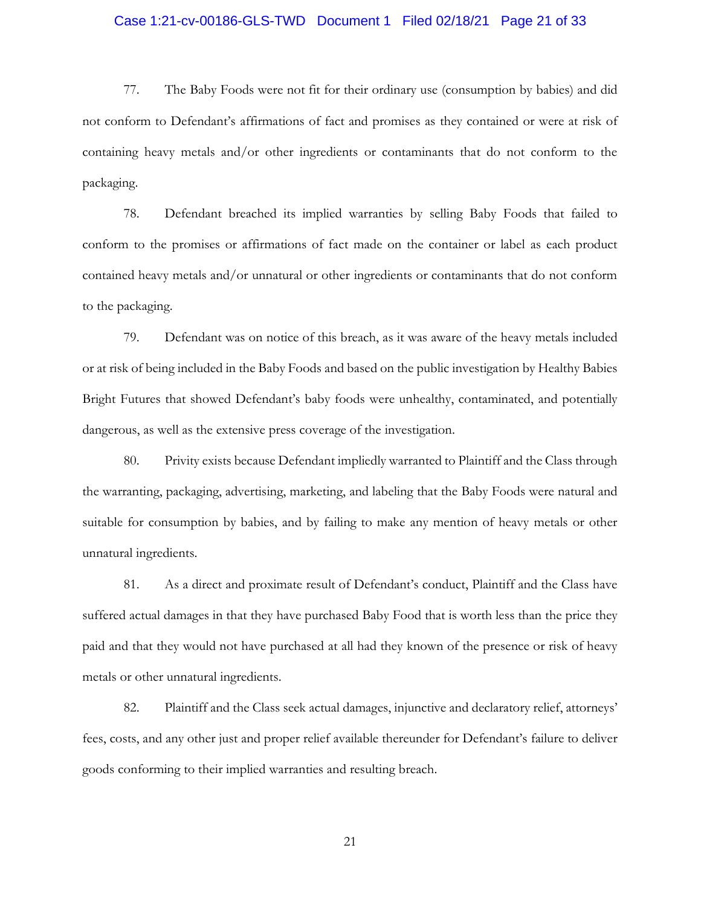77. The Baby Foods were not fit for their ordinary use (consumption by babies) and did not conform to Defendant's affirmations of fact and promises as they contained or were at risk of containing heavy metals and/or other ingredients or contaminants that do not conform to the packaging.

78. Defendant breached its implied warranties by selling Baby Foods that failed to conform to the promises or affirmations of fact made on the container or label as each product contained heavy metals and/or unnatural or other ingredients or contaminants that do not conform to the packaging.

79. Defendant was on notice of this breach, as it was aware of the heavy metals included or at risk of being included in the Baby Foods and based on the public investigation by Healthy Babies Bright Futures that showed Defendant's baby foods were unhealthy, contaminated, and potentially dangerous, as well as the extensive press coverage of the investigation.

80. Privity exists because Defendant impliedly warranted to Plaintiff and the Class through the warranting, packaging, advertising, marketing, and labeling that the Baby Foods were natural and suitable for consumption by babies, and by failing to make any mention of heavy metals or other unnatural ingredients.

81. As a direct and proximate result of Defendant's conduct, Plaintiff and the Class have suffered actual damages in that they have purchased Baby Food that is worth less than the price they paid and that they would not have purchased at all had they known of the presence or risk of heavy metals or other unnatural ingredients.

82. Plaintiff and the Class seek actual damages, injunctive and declaratory relief, attorneys' fees, costs, and any other just and proper relief available thereunder for Defendant's failure to deliver goods conforming to their implied warranties and resulting breach.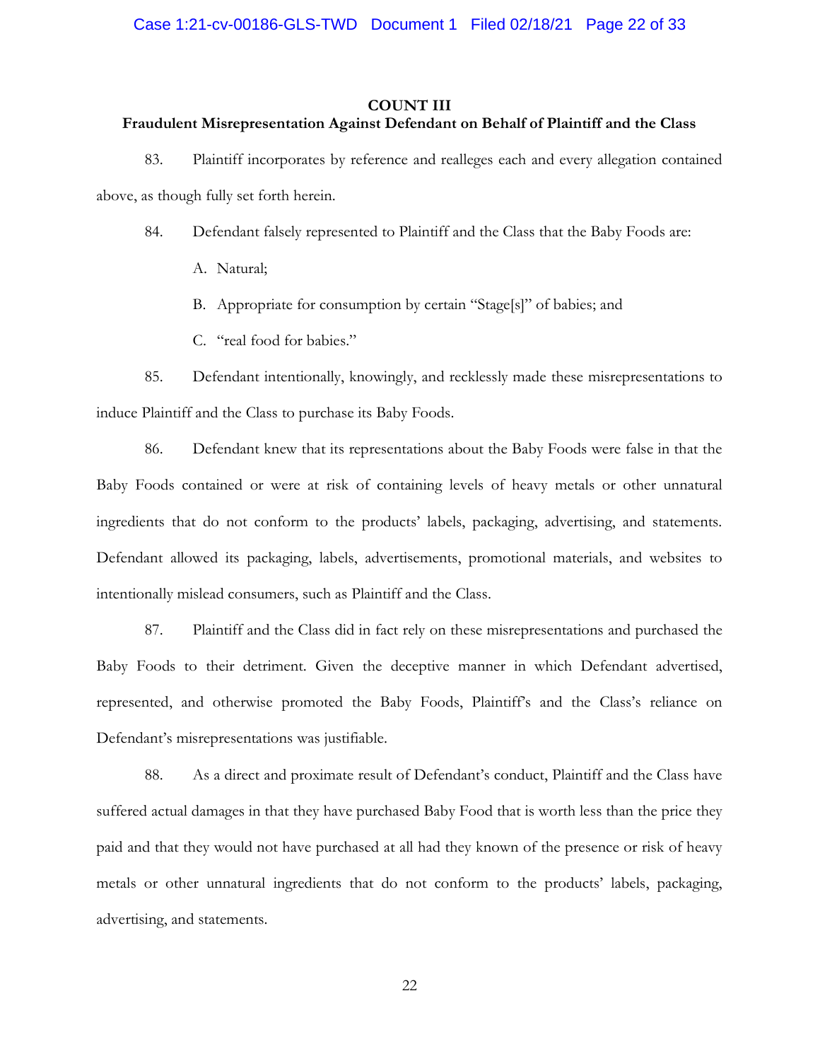## COUNT III

### Fraudulent Misrepresentation Against Defendant on Behalf of Plaintiff and the Class

83. Plaintiff incorporates by reference and realleges each and every allegation contained above, as though fully set forth herein.

84. Defendant falsely represented to Plaintiff and the Class that the Baby Foods are:

A. Natural;

B. Appropriate for consumption by certain "Stage[s]" of babies; and

C. "real food for babies."

85. Defendant intentionally, knowingly, and recklessly made these misrepresentations to induce Plaintiff and the Class to purchase its Baby Foods.

86. Defendant knew that its representations about the Baby Foods were false in that the Baby Foods contained or were at risk of containing levels of heavy metals or other unnatural ingredients that do not conform to the products' labels, packaging, advertising, and statements. Defendant allowed its packaging, labels, advertisements, promotional materials, and websites to intentionally mislead consumers, such as Plaintiff and the Class.

87. Plaintiff and the Class did in fact rely on these misrepresentations and purchased the Baby Foods to their detriment. Given the deceptive manner in which Defendant advertised, represented, and otherwise promoted the Baby Foods, Plaintiff's and the Class's reliance on Defendant's misrepresentations was justifiable.

88. As a direct and proximate result of Defendant's conduct, Plaintiff and the Class have suffered actual damages in that they have purchased Baby Food that is worth less than the price they paid and that they would not have purchased at all had they known of the presence or risk of heavy metals or other unnatural ingredients that do not conform to the products' labels, packaging, advertising, and statements.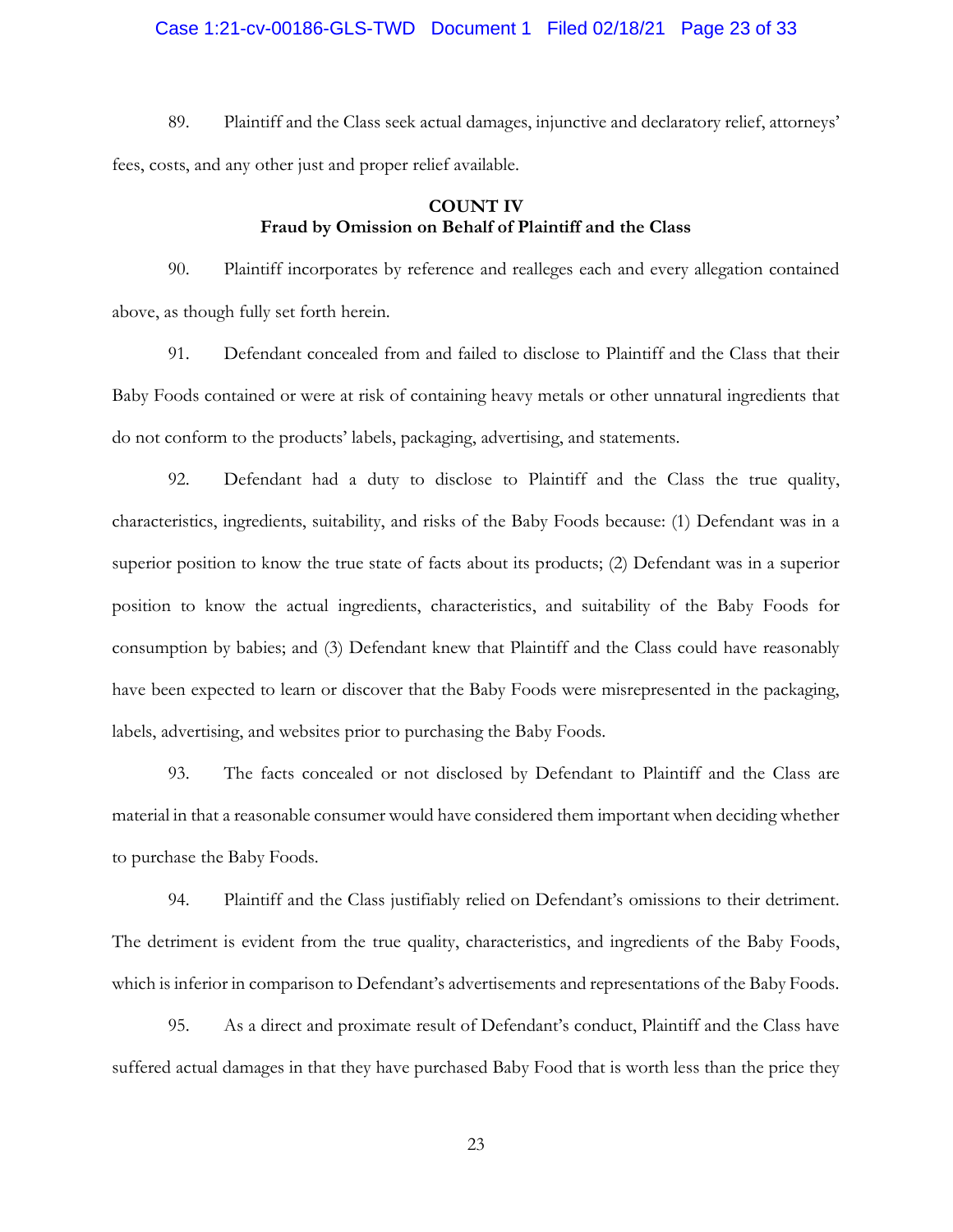89. Plaintiff and the Class seek actual damages, injunctive and declaratory relief, attorneys' fees, costs, and any other just and proper relief available.

**COUNT IV**
**Fraud by Omission on Behalf of Plaintiff and the Class**

90. Plaintiff incorporates by reference and realleges each and every allegation contained above, as though fully set forth herein.

91. Defendant concealed from and failed to disclose to Plaintiff and the Class that their Baby Foods contained or were at risk of containing heavy metals or other unnatural ingredients that do not conform to the products' labels, packaging, advertising, and statements.

92. Defendant had a duty to disclose to Plaintiff and the Class the true quality, characteristics, ingredients, suitability, and risks of the Baby Foods because: (1) Defendant was in a superior position to know the true state of facts about its products; (2) Defendant was in a superior position to know the actual ingredients, characteristics, and suitability of the Baby Foods for consumption by babies; and (3) Defendant knew that Plaintiff and the Class could have reasonably have been expected to learn or discover that the Baby Foods were misrepresented in the packaging, labels, advertising, and websites prior to purchasing the Baby Foods.

93. The facts concealed or not disclosed by Defendant to Plaintiff and the Class are material in that a reasonable consumer would have considered them important when deciding whether to purchase the Baby Foods.

94. Plaintiff and the Class justifiably relied on Defendant's omissions to their detriment. The detriment is evident from the true quality, characteristics, and ingredients of the Baby Foods, which is inferior in comparison to Defendant's advertisements and representations of the Baby Foods.

95. As a direct and proximate result of Defendant's conduct, Plaintiff and the Class have suffered actual damages in that they have purchased Baby Food that is worth less than the price they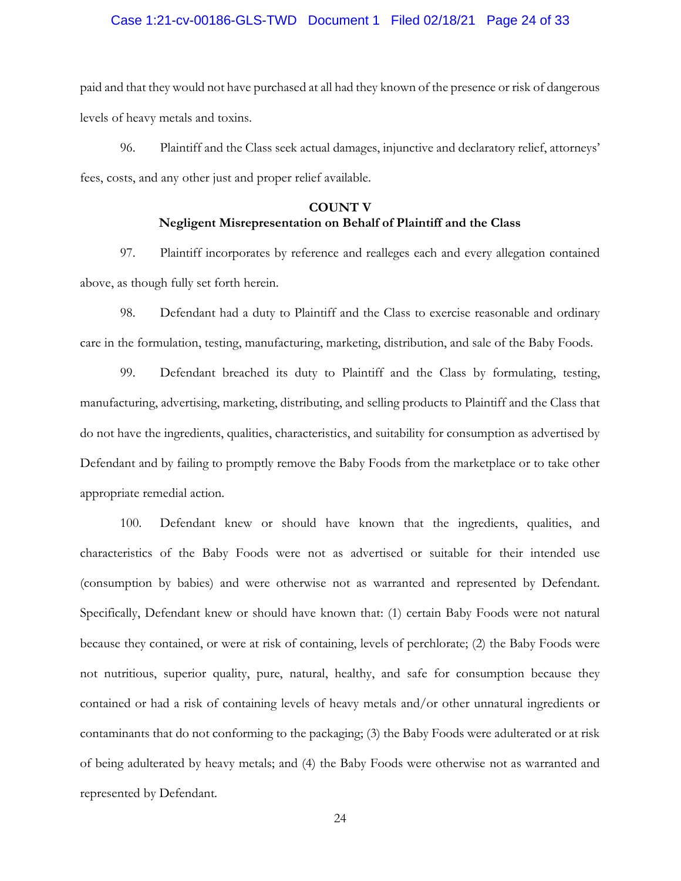paid and that they would not have purchased at all had they known of the presence or risk of dangerous levels of heavy metals and toxins.

96. Plaintiff and the Class seek actual damages, injunctive and declaratory relief, attorneys' fees, costs, and any other just and proper relief available.

**COUNT V**
**Negligent Misrepresentation on Behalf of Plaintiff and the Class**

97. Plaintiff incorporates by reference and realleges each and every allegation contained above, as though fully set forth herein.

98. Defendant had a duty to Plaintiff and the Class to exercise reasonable and ordinary care in the formulation, testing, manufacturing, marketing, distribution, and sale of the Baby Foods.

99. Defendant breached its duty to Plaintiff and the Class by formulating, testing, manufacturing, advertising, marketing, distributing, and selling products to Plaintiff and the Class that do not have the ingredients, qualities, characteristics, and suitability for consumption as advertised by Defendant and by failing to promptly remove the Baby Foods from the marketplace or to take other appropriate remedial action.

100. Defendant knew or should have known that the ingredients, qualities, and characteristics of the Baby Foods were not as advertised or suitable for their intended use (consumption by babies) and were otherwise not as warranted and represented by Defendant. Specifically, Defendant knew or should have known that: (1) certain Baby Foods were not natural because they contained, or were at risk of containing, levels of perchlorate; (2) the Baby Foods were not nutritious, superior quality, pure, natural, healthy, and safe for consumption because they contained or had a risk of containing levels of heavy metals and/or other unnatural ingredients or contaminants that do not conforming to the packaging; (3) the Baby Foods were adulterated or at risk of being adulterated by heavy metals; and (4) the Baby Foods were otherwise not as warranted and represented by Defendant.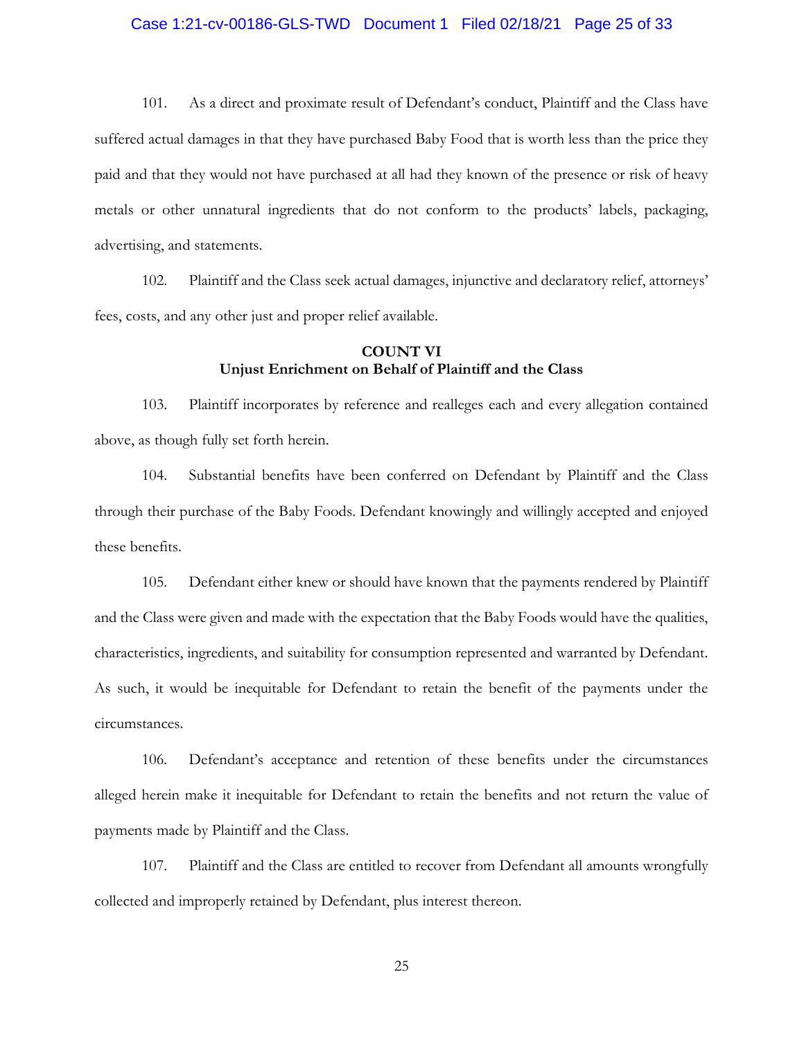101. As a direct and proximate result of Defendant's conduct, Plaintiff and the Class have suffered actual damages in that they have purchased Baby Food that is worth less than the price they paid and that they would not have purchased at all had they known of the presence or risk of heavy metals or other unnatural ingredients that do not conform to the products' labels, packaging, advertising, and statements.

102. Plaintiff and the Class seek actual damages, injunctive and declaratory relief, attorneys' fees, costs, and any other just and proper relief available.

## COUNT VI
## Unjust Enrichment on Behalf of Plaintiff and the Class

103. Plaintiff incorporates by reference and realleges each and every allegation contained above, as though fully set forth herein.

104. Substantial benefits have been conferred on Defendant by Plaintiff and the Class through their purchase of the Baby Foods. Defendant knowingly and willingly accepted and enjoyed these benefits.

105. Defendant either knew or should have known that the payments rendered by Plaintiff and the Class were given and made with the expectation that the Baby Foods would have the qualities, characteristics, ingredients, and suitability for consumption represented and warranted by Defendant. As such, it would be inequitable for Defendant to retain the benefit of the payments under the circumstances.

106. Defendant's acceptance and retention of these benefits under the circumstances alleged herein make it inequitable for Defendant to retain the benefits and not return the value of payments made by Plaintiff and the Class.

107. Plaintiff and the Class are entitled to recover from Defendant all amounts wrongfully collected and improperly retained by Defendant, plus interest thereon.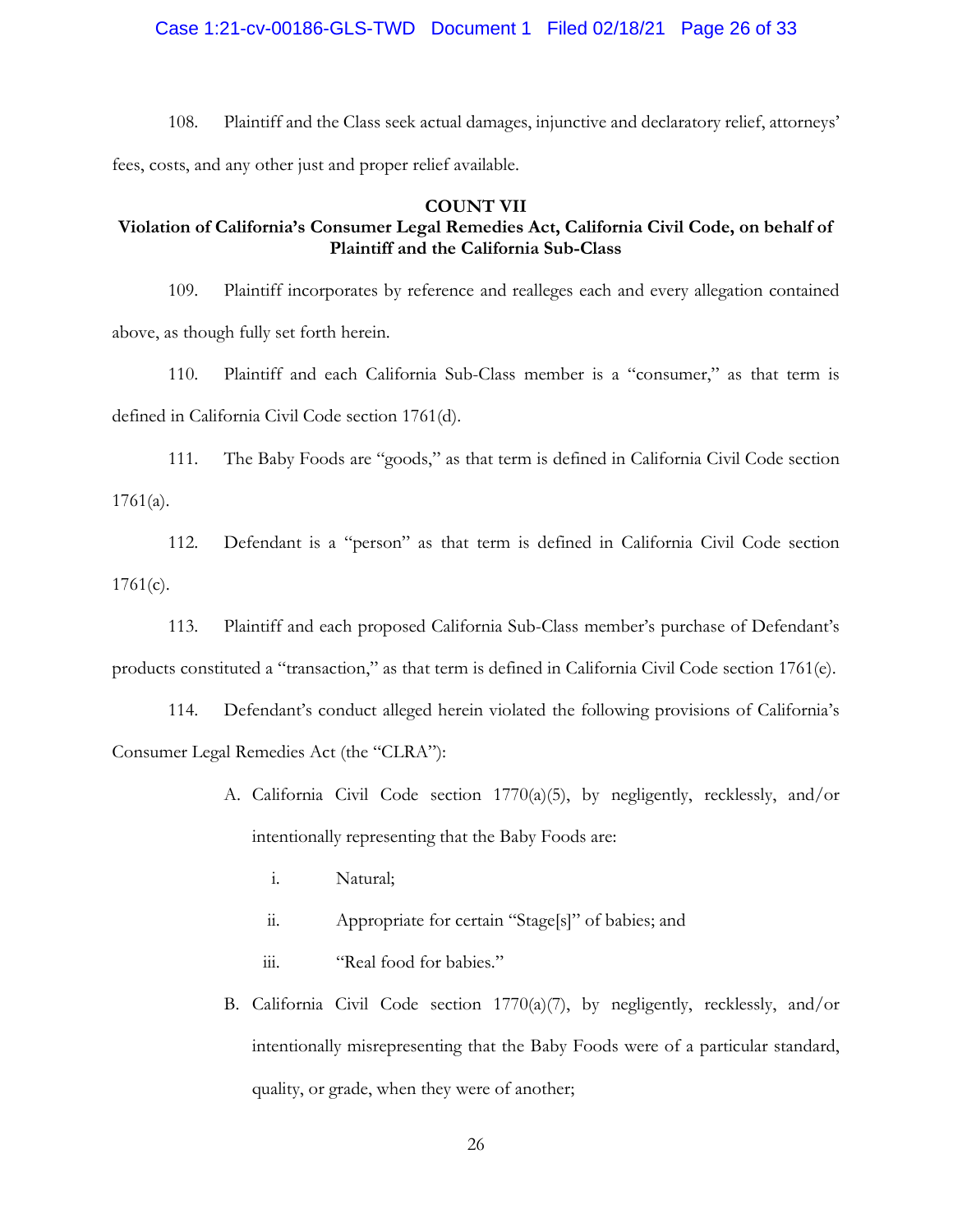108. Plaintiff and the Class seek actual damages, injunctive and declaratory relief, attorneys' fees, costs, and any other just and proper relief available.

**COUNT VII**
**Violation of California's Consumer Legal Remedies Act, California Civil Code, on behalf of Plaintiff and the California Sub-Class**

109. Plaintiff incorporates by reference and realleges each and every allegation contained above, as though fully set forth herein.

110. Plaintiff and each California Sub-Class member is a "consumer," as that term is defined in California Civil Code section 1761(d).

111. The Baby Foods are "goods," as that term is defined in California Civil Code section 1761(a).

112. Defendant is a "person" as that term is defined in California Civil Code section 1761(c).

113. Plaintiff and each proposed California Sub-Class member's purchase of Defendant's products constituted a "transaction," as that term is defined in California Civil Code section 1761(e).

114. Defendant's conduct alleged herein violated the following provisions of California's Consumer Legal Remedies Act (the "CLRA"):

A. California Civil Code section 1770(a)(5), by negligently, recklessly, and/or intentionally representing that the Baby Foods are:

   i. Natural;

   ii. Appropriate for certain "Stage[s]" of babies; and

   iii. "Real food for babies."

B. California Civil Code section 1770(a)(7), by negligently, recklessly, and/or intentionally misrepresenting that the Baby Foods were of a particular standard, quality, or grade, when they were of another;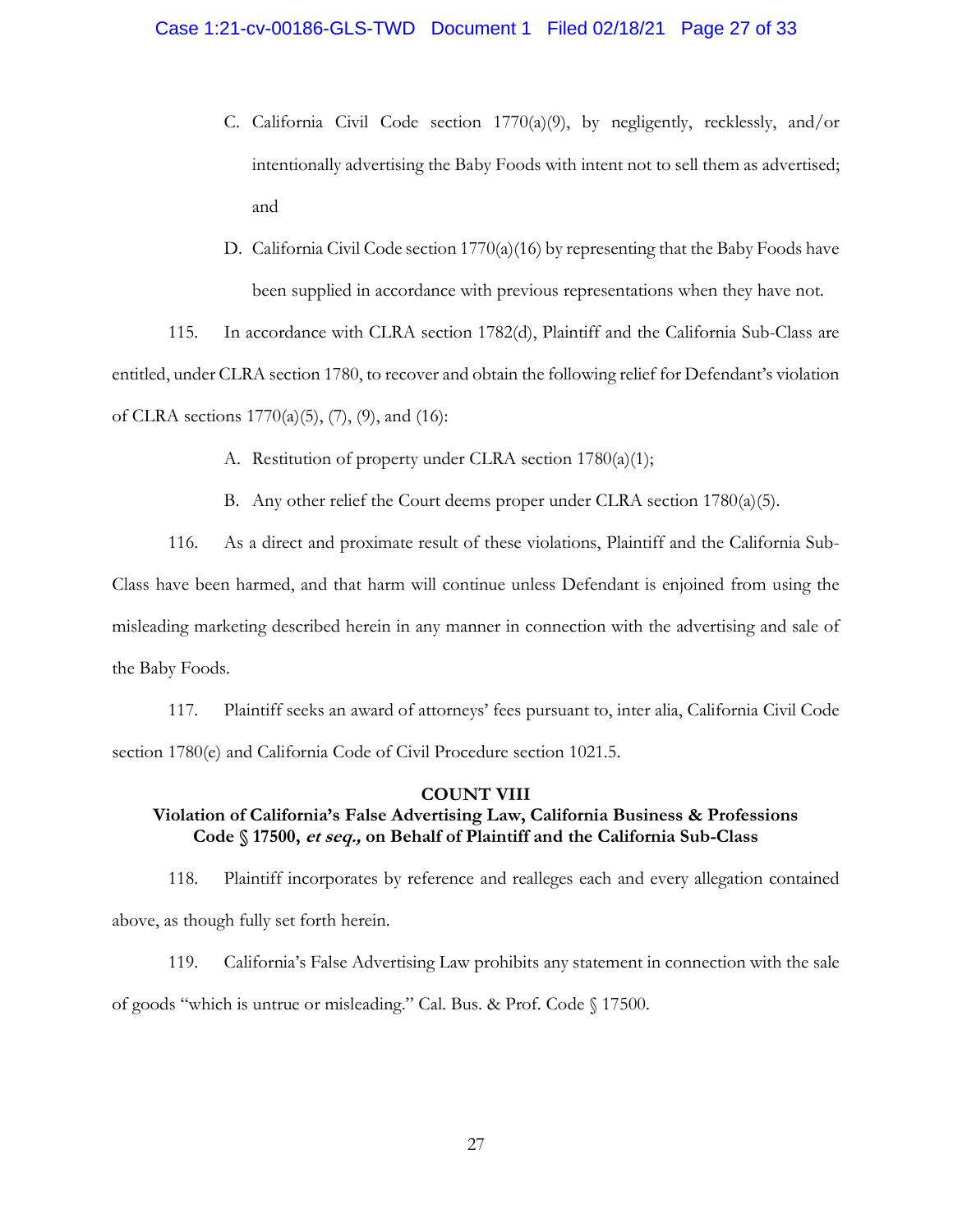C. California Civil Code section 1770(a)(9), by negligently, recklessly, and/or intentionally advertising the Baby Foods with intent not to sell them as advertised; and

D. California Civil Code section 1770(a)(16) by representing that the Baby Foods have been supplied in accordance with previous representations when they have not.

115. In accordance with CLRA section 1782(d), Plaintiff and the California Sub-Class are entitled, under CLRA section 1780, to recover and obtain the following relief for Defendant's violation of CLRA sections 1770(a)(5), (7), (9), and (16):

A. Restitution of property under CLRA section 1780(a)(1);

B. Any other relief the Court deems proper under CLRA section 1780(a)(5).

116. As a direct and proximate result of these violations, Plaintiff and the California Sub-Class have been harmed, and that harm will continue unless Defendant is enjoined from using the misleading marketing described herein in any manner in connection with the advertising and sale of the Baby Foods.

117. Plaintiff seeks an award of attorneys' fees pursuant to, inter alia, California Civil Code section 1780(e) and California Code of Civil Procedure section 1021.5.

**COUNT VIII**
**Violation of California's False Advertising Law, California Business & Professions Code § 17500, *et seq.,* on Behalf of Plaintiff and the California Sub-Class**

118. Plaintiff incorporates by reference and realleges each and every allegation contained above, as though fully set forth herein.

119. California's False Advertising Law prohibits any statement in connection with the sale of goods "which is untrue or misleading." Cal. Bus. & Prof. Code § 17500.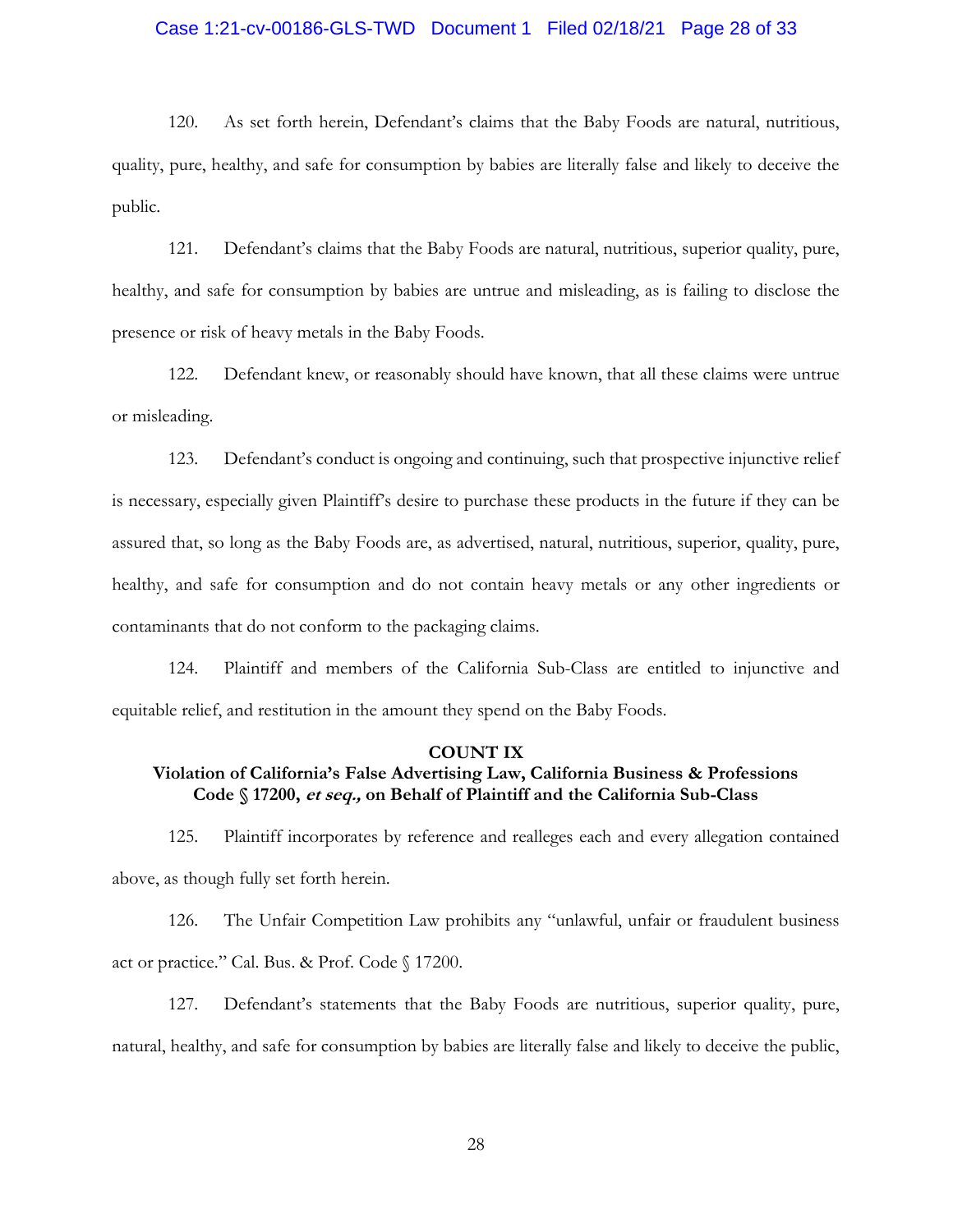120. As set forth herein, Defendant's claims that the Baby Foods are natural, nutritious, quality, pure, healthy, and safe for consumption by babies are literally false and likely to deceive the public.

121. Defendant's claims that the Baby Foods are natural, nutritious, superior quality, pure, healthy, and safe for consumption by babies are untrue and misleading, as is failing to disclose the presence or risk of heavy metals in the Baby Foods.

122. Defendant knew, or reasonably should have known, that all these claims were untrue or misleading.

123. Defendant's conduct is ongoing and continuing, such that prospective injunctive relief is necessary, especially given Plaintiff's desire to purchase these products in the future if they can be assured that, so long as the Baby Foods are, as advertised, natural, nutritious, superior, quality, pure, healthy, and safe for consumption and do not contain heavy metals or any other ingredients or contaminants that do not conform to the packaging claims.

124. Plaintiff and members of the California Sub-Class are entitled to injunctive and equitable relief, and restitution in the amount they spend on the Baby Foods.

**COUNT IX**
**Violation of California's False Advertising Law, California Business & Professions Code § 17200, *et seq.,* on Behalf of Plaintiff and the California Sub-Class**

125. Plaintiff incorporates by reference and realleges each and every allegation contained above, as though fully set forth herein.

126. The Unfair Competition Law prohibits any "unlawful, unfair or fraudulent business act or practice." Cal. Bus. & Prof. Code § 17200.

127. Defendant's statements that the Baby Foods are nutritious, superior quality, pure, natural, healthy, and safe for consumption by babies are literally false and likely to deceive the public,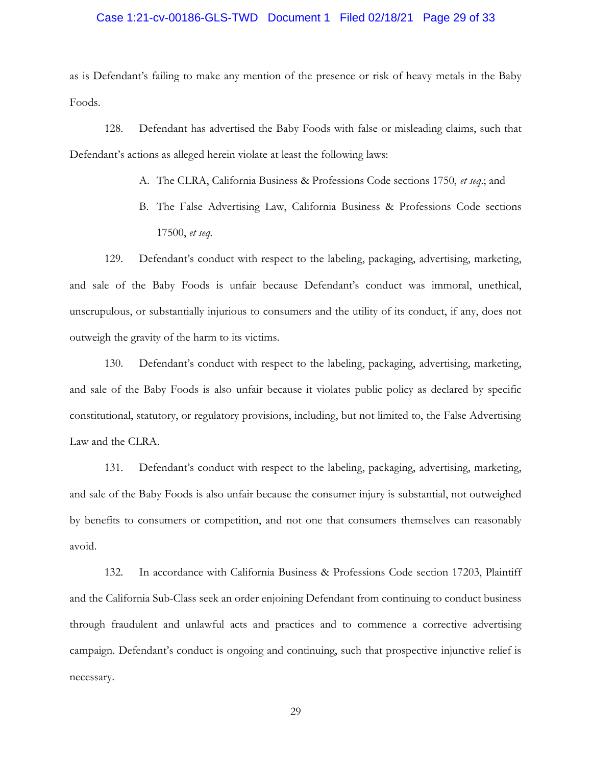as is Defendant's failing to make any mention of the presence or risk of heavy metals in the Baby Foods.

128. Defendant has advertised the Baby Foods with false or misleading claims, such that Defendant's actions as alleged herein violate at least the following laws:

A. The CLRA, California Business & Professions Code sections 1750, *et seq*.; and

B. The False Advertising Law, California Business & Professions Code sections 17500, *et seq*.

129. Defendant's conduct with respect to the labeling, packaging, advertising, marketing, and sale of the Baby Foods is unfair because Defendant's conduct was immoral, unethical, unscrupulous, or substantially injurious to consumers and the utility of its conduct, if any, does not outweigh the gravity of the harm to its victims.

130. Defendant's conduct with respect to the labeling, packaging, advertising, marketing, and sale of the Baby Foods is also unfair because it violates public policy as declared by specific constitutional, statutory, or regulatory provisions, including, but not limited to, the False Advertising Law and the CLRA.

131. Defendant's conduct with respect to the labeling, packaging, advertising, marketing, and sale of the Baby Foods is also unfair because the consumer injury is substantial, not outweighed by benefits to consumers or competition, and not one that consumers themselves can reasonably avoid.

132. In accordance with California Business & Professions Code section 17203, Plaintiff and the California Sub-Class seek an order enjoining Defendant from continuing to conduct business through fraudulent and unlawful acts and practices and to commence a corrective advertising campaign. Defendant's conduct is ongoing and continuing, such that prospective injunctive relief is necessary.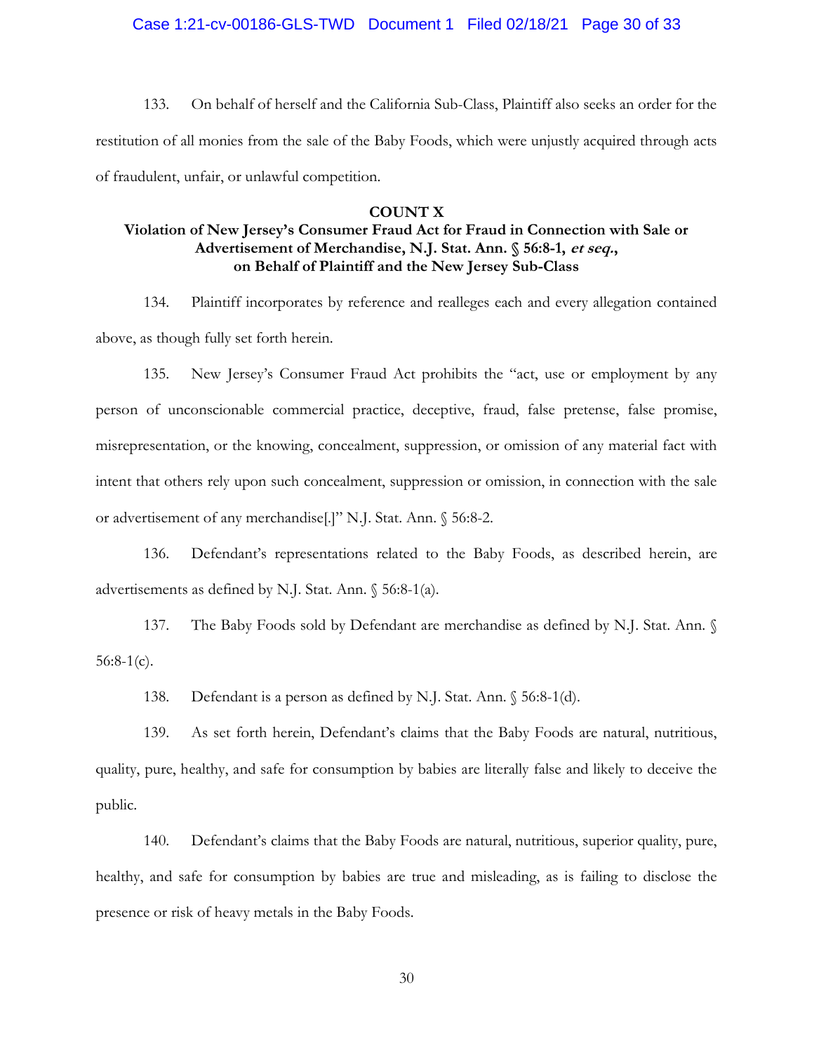133. On behalf of herself and the California Sub-Class, Plaintiff also seeks an order for the restitution of all monies from the sale of the Baby Foods, which were unjustly acquired through acts of fraudulent, unfair, or unlawful competition.

**COUNT X**

**Violation of New Jersey's Consumer Fraud Act for Fraud in Connection with Sale or Advertisement of Merchandise, N.J. Stat. Ann. § 56:8-1, *et seq.*, on Behalf of Plaintiff and the New Jersey Sub-Class**

134. Plaintiff incorporates by reference and realleges each and every allegation contained above, as though fully set forth herein.

135. New Jersey's Consumer Fraud Act prohibits the "act, use or employment by any person of unconscionable commercial practice, deceptive, fraud, false pretense, false promise, misrepresentation, or the knowing, concealment, suppression, or omission of any material fact with intent that others rely upon such concealment, suppression or omission, in connection with the sale or advertisement of any merchandise[.]" N.J. Stat. Ann. § 56:8-2.

136. Defendant's representations related to the Baby Foods, as described herein, are advertisements as defined by N.J. Stat. Ann. § 56:8-1(a).

137. The Baby Foods sold by Defendant are merchandise as defined by N.J. Stat. Ann. § 56:8-1(c).

138. Defendant is a person as defined by N.J. Stat. Ann. § 56:8-1(d).

139. As set forth herein, Defendant's claims that the Baby Foods are natural, nutritious, quality, pure, healthy, and safe for consumption by babies are literally false and likely to deceive the public.

140. Defendant's claims that the Baby Foods are natural, nutritious, superior quality, pure, healthy, and safe for consumption by babies are true and misleading, as is failing to disclose the presence or risk of heavy metals in the Baby Foods.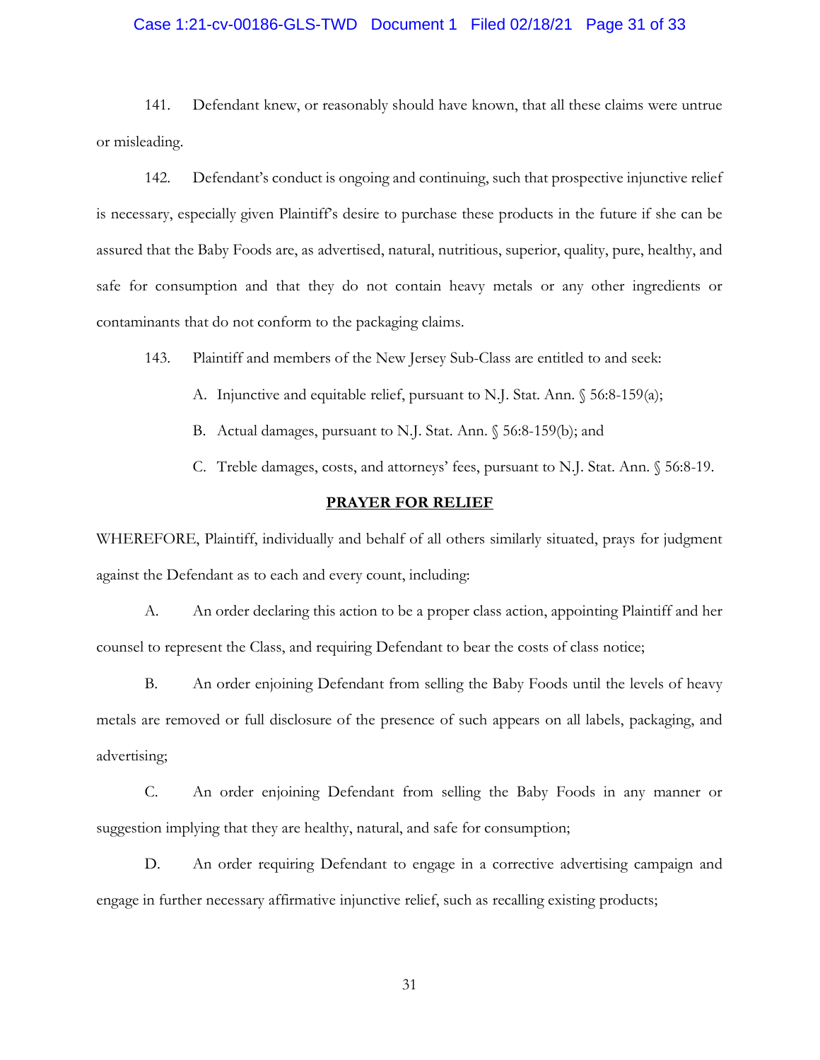141. Defendant knew, or reasonably should have known, that all these claims were untrue or misleading.

142. Defendant's conduct is ongoing and continuing, such that prospective injunctive relief is necessary, especially given Plaintiff's desire to purchase these products in the future if she can be assured that the Baby Foods are, as advertised, natural, nutritious, superior, quality, pure, healthy, and safe for consumption and that they do not contain heavy metals or any other ingredients or contaminants that do not conform to the packaging claims.

143. Plaintiff and members of the New Jersey Sub-Class are entitled to and seek:

A. Injunctive and equitable relief, pursuant to N.J. Stat. Ann. § 56:8-159(a);

B. Actual damages, pursuant to N.J. Stat. Ann. § 56:8-159(b); and

C. Treble damages, costs, and attorneys' fees, pursuant to N.J. Stat. Ann. § 56:8-19.

## PRAYER FOR RELIEF

WHEREFORE, Plaintiff, individually and behalf of all others similarly situated, prays for judgment against the Defendant as to each and every count, including:

A. An order declaring this action to be a proper class action, appointing Plaintiff and her counsel to represent the Class, and requiring Defendant to bear the costs of class notice;

B. An order enjoining Defendant from selling the Baby Foods until the levels of heavy metals are removed or full disclosure of the presence of such appears on all labels, packaging, and advertising;

C. An order enjoining Defendant from selling the Baby Foods in any manner or suggestion implying that they are healthy, natural, and safe for consumption;

D. An order requiring Defendant to engage in a corrective advertising campaign and engage in further necessary affirmative injunctive relief, such as recalling existing products;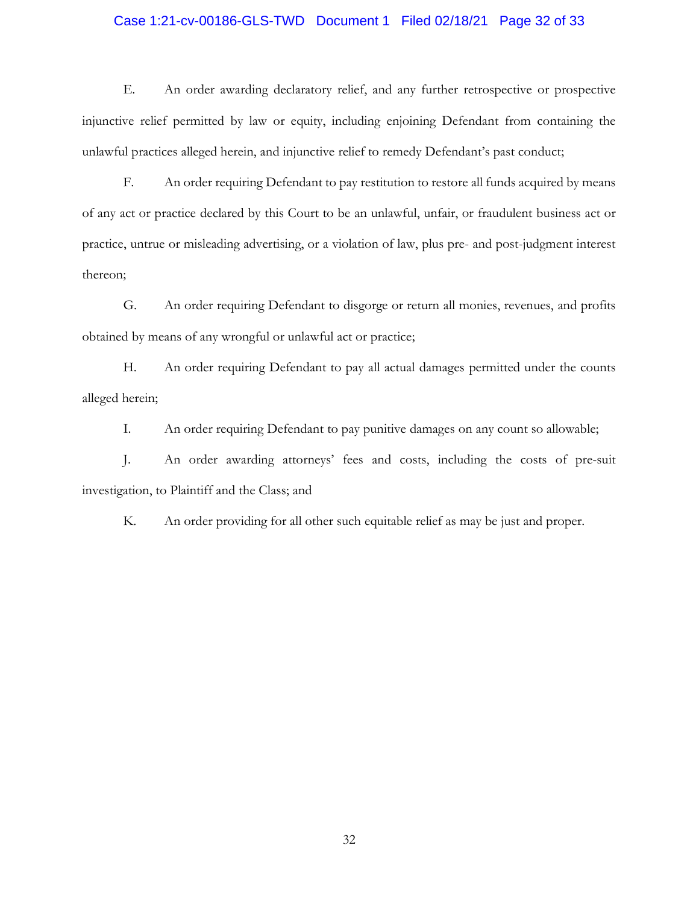E. An order awarding declaratory relief, and any further retrospective or prospective injunctive relief permitted by law or equity, including enjoining Defendant from containing the unlawful practices alleged herein, and injunctive relief to remedy Defendant's past conduct;

F. An order requiring Defendant to pay restitution to restore all funds acquired by means of any act or practice declared by this Court to be an unlawful, unfair, or fraudulent business act or practice, untrue or misleading advertising, or a violation of law, plus pre- and post-judgment interest thereon;

G. An order requiring Defendant to disgorge or return all monies, revenues, and profits obtained by means of any wrongful or unlawful act or practice;

H. An order requiring Defendant to pay all actual damages permitted under the counts alleged herein;

I. An order requiring Defendant to pay punitive damages on any count so allowable;

J. An order awarding attorneys' fees and costs, including the costs of pre-suit investigation, to Plaintiff and the Class; and

K. An order providing for all other such equitable relief as may be just and proper.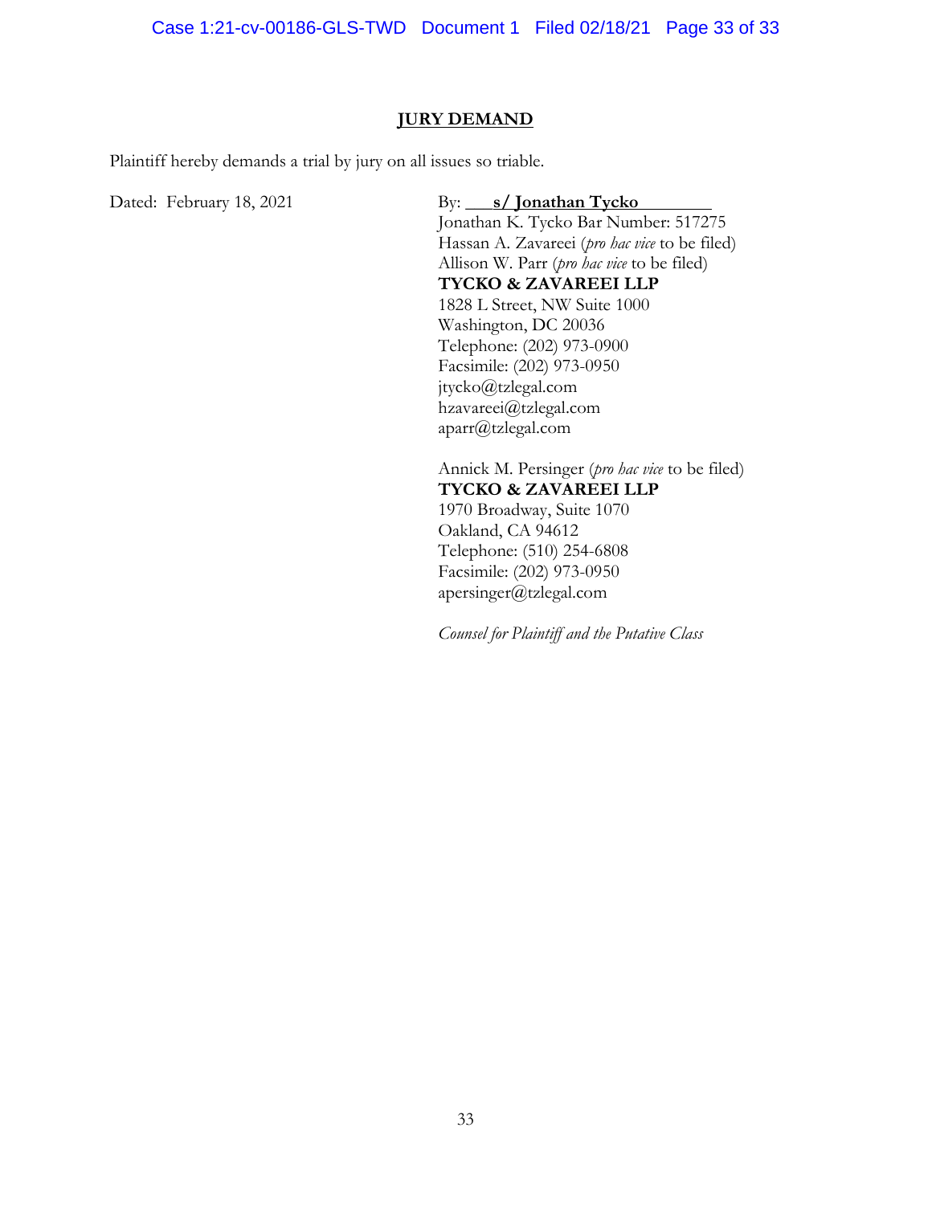## JURY DEMAND

Plaintiff hereby demands a trial by jury on all issues so triable.

Dated: February 18, 2021

By: **s/ Jonathan Tycko**
Jonathan K. Tycko Bar Number: 517275
Hassan A. Zavareei (*pro hac vice* to be filed)
Allison W. Parr (*pro hac vice* to be filed)
**TYCKO & ZAVAREEI LLP**
1828 L Street, NW Suite 1000
Washington, DC 20036
Telephone: (202) 973-0900
Facsimile: (202) 973-0950
jtycko@tzlegal.com
hzavareei@tzlegal.com
aparr@tzlegal.com

Annick M. Persinger (*pro hac vice* to be filed)
**TYCKO & ZAVAREEI LLP**
1970 Broadway, Suite 1070
Oakland, CA 94612
Telephone: (510) 254-6808
Facsimile: (202) 973-0950
apersinger@tzlegal.com

*Counsel for Plaintiff and the Putative Class*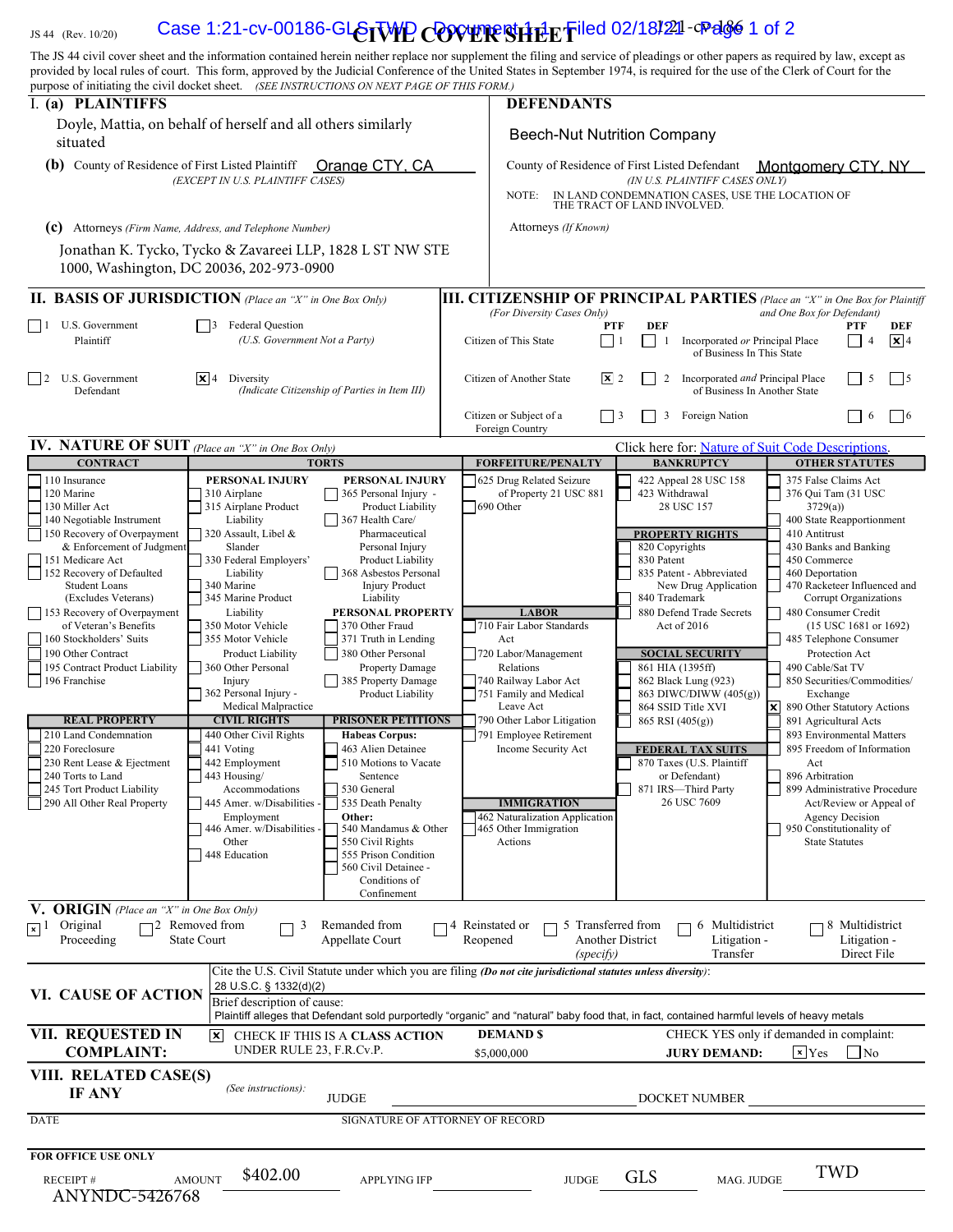JS 44 (Rev. 10/20)

# CIVIL COVER SHEET

The JS 44 civil cover sheet and the information contained herein neither replace nor supplement the filing and service of pleadings or other papers as required by law, except as provided by local rules of court. This form, approved by the Judicial Conference of the United States in September 1974, is required for the use of the Clerk of Court for the purpose of initiating the civil docket sheet. *(SEE INSTRUCTIONS ON NEXT PAGE OF THIS FORM.)*

## I. (a) PLAINTIFFS

Doyle, Mattia, on behalf of herself and all others similarly situated

**(b)** County of Residence of First Listed Plaintiff: Orange CTY, CA
*(EXCEPT IN U.S. PLAINTIFF CASES)*

**(c)** Attorneys *(Firm Name, Address, and Telephone Number)*

Jonathan K. Tycko, Tycko & Zavareei LLP, 1828 L ST NW STE 1000, Washington, DC 20036, 202-973-0900

## DEFENDANTS

Beech-Nut Nutrition Company

County of Residence of First Listed Defendant: Montgomery CTY, NY
*(IN U.S. PLAINTIFF CASES ONLY)*

NOTE: IN LAND CONDEMNATION CASES, USE THE LOCATION OF THE TRACT OF LAND INVOLVED.

Attorneys *(If Known)*

## II. BASIS OF JURISDICTION *(Place an "X" in One Box Only)*

- ☐ 1 U.S. Government Plaintiff
- ☐ 3 Federal Question (U.S. Government Not a Party)
- ☐ 2 U.S. Government Defendant
- ☒ 4 Diversity (Indicate Citizenship of Parties in Item III)

## III. CITIZENSHIP OF PRINCIPAL PARTIES *(Place an "X" in One Box for Plaintiff and One Box for Defendant)* (For Diversity Cases Only)

| | PTF | DEF | | PTF | DEF |
|---|---|---|---|---|---|
| Citizen of This State | ☐ 1 | ☐ 1 | Incorporated *or* Principal Place of Business In This State | ☐ 4 | ☒ 4 |
| Citizen of Another State | ☒ 2 | ☐ 2 | Incorporated *and* Principal Place of Business In Another State | ☐ 5 | ☐ 5 |
| Citizen or Subject of a Foreign Country | ☐ 3 | ☐ 3 | Foreign Nation | ☐ 6 | ☐ 6 |

## IV. NATURE OF SUIT *(Place an "X" in One Box Only)*

Click here for: Nature of Suit Code Descriptions.

**CONTRACT**
- 110 Insurance
- 120 Marine
- 130 Miller Act
- 140 Negotiable Instrument
- 150 Recovery of Overpayment & Enforcement of Judgment
- 151 Medicare Act
- 152 Recovery of Defaulted Student Loans (Excludes Veterans)
- 153 Recovery of Overpayment of Veteran's Benefits
- 160 Stockholders' Suits
- 190 Other Contract
- 195 Contract Product Liability
- 196 Franchise

**REAL PROPERTY**
- 210 Land Condemnation
- 220 Foreclosure
- 230 Rent Lease & Ejectment
- 240 Torts to Land
- 245 Tort Product Liability
- 290 All Other Real Property

**TORTS — PERSONAL INJURY**
- 310 Airplane
- 315 Airplane Product Liability
- 320 Assault, Libel & Slander
- 330 Federal Employers' Liability
- 340 Marine
- 345 Marine Product Liability
- 350 Motor Vehicle
- 355 Motor Vehicle Product Liability
- 360 Other Personal Injury
- 362 Personal Injury - Medical Malpractice

**TORTS — PERSONAL INJURY**
- 365 Personal Injury - Product Liability
- 367 Health Care/ Pharmaceutical Personal Injury Product Liability
- 368 Asbestos Personal Injury Product Liability

**PERSONAL PROPERTY**
- 370 Other Fraud
- 371 Truth in Lending
- 380 Other Personal Property Damage
- 385 Property Damage Product Liability

**CIVIL RIGHTS**
- 440 Other Civil Rights
- 441 Voting
- 442 Employment
- 443 Housing/ Accommodations
- 445 Amer. w/Disabilities - Employment
- 446 Amer. w/Disabilities - Other
- 448 Education

**PRISONER PETITIONS**
- Habeas Corpus:
- 463 Alien Detainee
- 510 Motions to Vacate Sentence
- 530 General
- 535 Death Penalty
- Other:
- 540 Mandamus & Other
- 550 Civil Rights
- 555 Prison Condition
- 560 Civil Detainee - Conditions of Confinement

**FORFEITURE/PENALTY**
- 625 Drug Related Seizure of Property 21 USC 881
- 690 Other

**LABOR**
- 710 Fair Labor Standards Act
- 720 Labor/Management Relations
- 740 Railway Labor Act
- 751 Family and Medical Leave Act
- 790 Other Labor Litigation
- 791 Employee Retirement Income Security Act

**IMMIGRATION**
- 462 Naturalization Application
- 465 Other Immigration Actions

**BANKRUPTCY**
- 422 Appeal 28 USC 158
- 423 Withdrawal 28 USC 157

**PROPERTY RIGHTS**
- 820 Copyrights
- 830 Patent
- 835 Patent - Abbreviated New Drug Application
- 840 Trademark
- 880 Defend Trade Secrets Act of 2016

**SOCIAL SECURITY**
- 861 HIA (1395ff)
- 862 Black Lung (923)
- 863 DIWC/DIWW (405(g))
- 864 SSID Title XVI
- 865 RSI (405(g))

**FEDERAL TAX SUITS**
- 870 Taxes (U.S. Plaintiff or Defendant)
- 871 IRS—Third Party 26 USC 7609

**OTHER STATUTES**
- 375 False Claims Act
- 376 Qui Tam (31 USC 3729(a))
- 400 State Reapportionment
- 410 Antitrust
- 430 Banks and Banking
- 450 Commerce
- 460 Deportation
- 470 Racketeer Influenced and Corrupt Organizations
- 480 Consumer Credit (15 USC 1681 or 1692)
- 485 Telephone Consumer Protection Act
- 490 Cable/Sat TV
- 850 Securities/Commodities/ Exchange
- ☒ 890 Other Statutory Actions
- 891 Agricultural Acts
- 893 Environmental Matters
- 895 Freedom of Information Act
- 896 Arbitration
- 899 Administrative Procedure Act/Review or Appeal of Agency Decision
- 950 Constitutionality of State Statutes

## V. ORIGIN *(Place an "X" in One Box Only)*

- ☒ 1 Original Proceeding
- ☐ 2 Removed from State Court
- ☐ 3 Remanded from Appellate Court
- ☐ 4 Reinstated or Reopened
- ☐ 5 Transferred from Another District (specify)
- ☐ 6 Multidistrict Litigation - Transfer
- ☐ 8 Multidistrict Litigation - Direct File

## VI. CAUSE OF ACTION

Cite the U.S. Civil Statute under which you are filing *(Do not cite jurisdictional statutes unless diversity)*: 28 U.S.C. § 1332(d)(2)

Brief description of cause: Plaintiff alleges that Defendant sold purportedly "organic" and "natural" baby food that, in fact, contained harmful levels of heavy metals

## VII. REQUESTED IN COMPLAINT:

☒ CHECK IF THIS IS A CLASS ACTION UNDER RULE 23, F.R.Cv.P.

DEMAND $ $5,000,000

CHECK YES only if demanded in complaint: JURY DEMAND: ☒ Yes ☐ No

## VIII. RELATED CASE(S) IF ANY

*(See instructions)*: JUDGE ______ DOCKET NUMBER ______

DATE ______ SIGNATURE OF ATTORNEY OF RECORD ______

**FOR OFFICE USE ONLY**

RECEIPT # ANYNDC-5426768 AMOUNT $402.00 APPLYING IFP ______ JUDGE GLS MAG. JUDGE TWD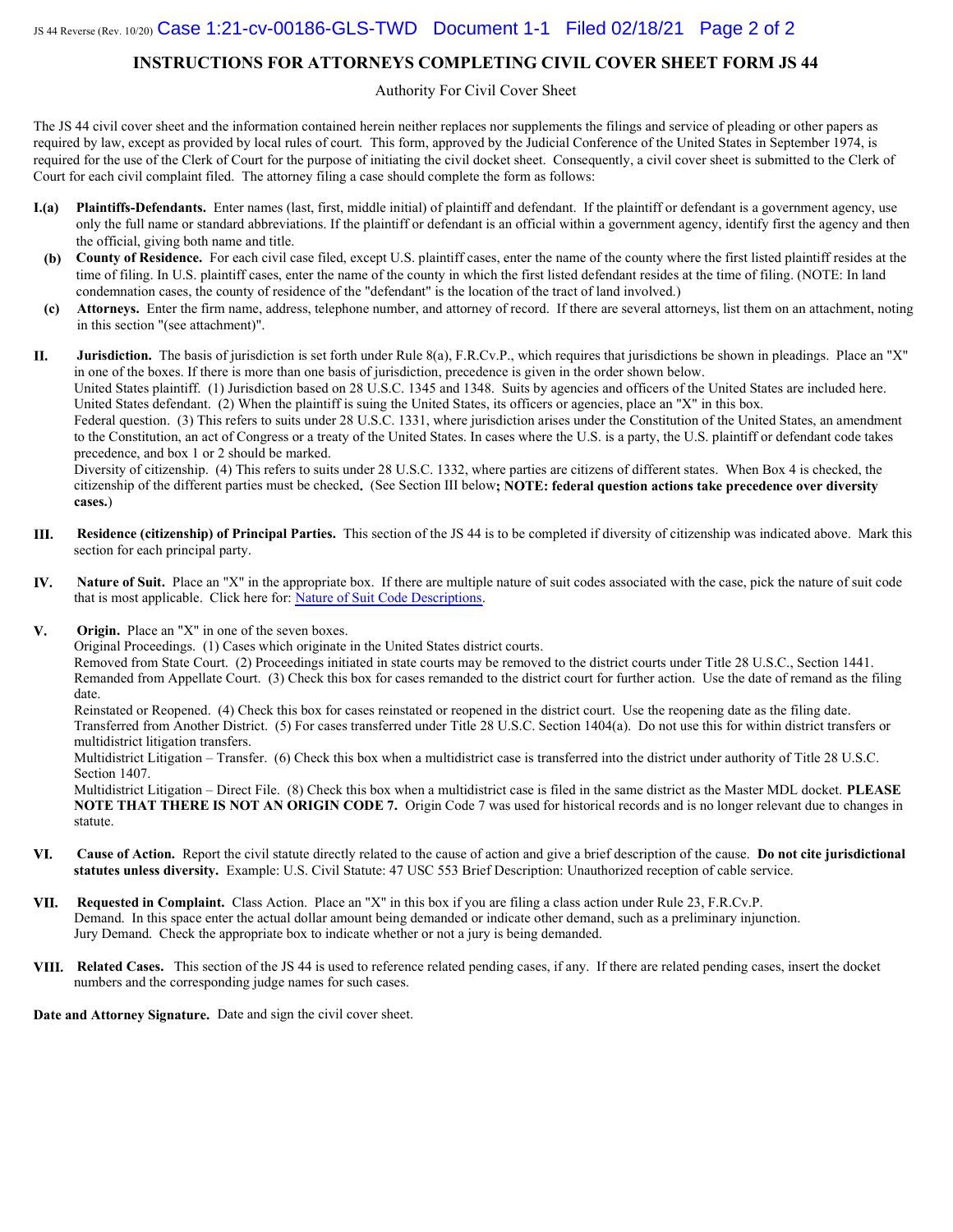# INSTRUCTIONS FOR ATTORNEYS COMPLETING CIVIL COVER SHEET FORM JS 44

Authority For Civil Cover Sheet

The JS 44 civil cover sheet and the information contained herein neither replaces nor supplements the filings and service of pleading or other papers as required by law, except as provided by local rules of court. This form, approved by the Judicial Conference of the United States in September 1974, is required for the use of the Clerk of Court for the purpose of initiating the civil docket sheet. Consequently, a civil cover sheet is submitted to the Clerk of Court for each civil complaint filed. The attorney filing a case should complete the form as follows:

**I.(a) Plaintiffs-Defendants.** Enter names (last, first, middle initial) of plaintiff and defendant. If the plaintiff or defendant is a government agency, use only the full name or standard abbreviations. If the plaintiff or defendant is an official within a government agency, identify first the agency and then the official, giving both name and title.

**(b) County of Residence.** For each civil case filed, except U.S. plaintiff cases, enter the name of the county where the first listed plaintiff resides at the time of filing. In U.S. plaintiff cases, enter the name of the county in which the first listed defendant resides at the time of filing. (NOTE: In land condemnation cases, the county of residence of the "defendant" is the location of the tract of land involved.)

**(c) Attorneys.** Enter the firm name, address, telephone number, and attorney of record. If there are several attorneys, list them on an attachment, noting in this section "(see attachment)".

**II. Jurisdiction.** The basis of jurisdiction is set forth under Rule 8(a), F.R.Cv.P., which requires that jurisdictions be shown in pleadings. Place an "X" in one of the boxes. If there is more than one basis of jurisdiction, precedence is given in the order shown below.
United States plaintiff. (1) Jurisdiction based on 28 U.S.C. 1345 and 1348. Suits by agencies and officers of the United States are included here.
United States defendant. (2) When the plaintiff is suing the United States, its officers or agencies, place an "X" in this box.
Federal question. (3) This refers to suits under 28 U.S.C. 1331, where jurisdiction arises under the Constitution of the United States, an amendment to the Constitution, an act of Congress or a treaty of the United States. In cases where the U.S. is a party, the U.S. plaintiff or defendant code takes precedence, and box 1 or 2 should be marked.
Diversity of citizenship. (4) This refers to suits under 28 U.S.C. 1332, where parties are citizens of different states. When Box 4 is checked, the citizenship of the different parties must be checked**.** (See Section III below**; NOTE: federal question actions take precedence over diversity cases.**)

**III. Residence (citizenship) of Principal Parties.** This section of the JS 44 is to be completed if diversity of citizenship was indicated above. Mark this section for each principal party.

**IV. Nature of Suit.** Place an "X" in the appropriate box. If there are multiple nature of suit codes associated with the case, pick the nature of suit code that is most applicable. Click here for: Nature of Suit Code Descriptions.

**V. Origin.** Place an "X" in one of the seven boxes.
Original Proceedings. (1) Cases which originate in the United States district courts.
Removed from State Court. (2) Proceedings initiated in state courts may be removed to the district courts under Title 28 U.S.C., Section 1441.
Remanded from Appellate Court. (3) Check this box for cases remanded to the district court for further action. Use the date of remand as the filing date.
Reinstated or Reopened. (4) Check this box for cases reinstated or reopened in the district court. Use the reopening date as the filing date.
Transferred from Another District. (5) For cases transferred under Title 28 U.S.C. Section 1404(a). Do not use this for within district transfers or multidistrict litigation transfers.
Multidistrict Litigation – Transfer. (6) Check this box when a multidistrict case is transferred into the district under authority of Title 28 U.S.C. Section 1407.
Multidistrict Litigation – Direct File. (8) Check this box when a multidistrict case is filed in the same district as the Master MDL docket. **PLEASE NOTE THAT THERE IS NOT AN ORIGIN CODE 7.** Origin Code 7 was used for historical records and is no longer relevant due to changes in statute.

**VI. Cause of Action.** Report the civil statute directly related to the cause of action and give a brief description of the cause. **Do not cite jurisdictional statutes unless diversity.** Example: U.S. Civil Statute: 47 USC 553 Brief Description: Unauthorized reception of cable service.

**VII. Requested in Complaint.** Class Action. Place an "X" in this box if you are filing a class action under Rule 23, F.R.Cv.P.
Demand. In this space enter the actual dollar amount being demanded or indicate other demand, such as a preliminary injunction.
Jury Demand. Check the appropriate box to indicate whether or not a jury is being demanded.

**VIII. Related Cases.** This section of the JS 44 is used to reference related pending cases, if any. If there are related pending cases, insert the docket numbers and the corresponding judge names for such cases.

**Date and Attorney Signature.** Date and sign the civil cover sheet.